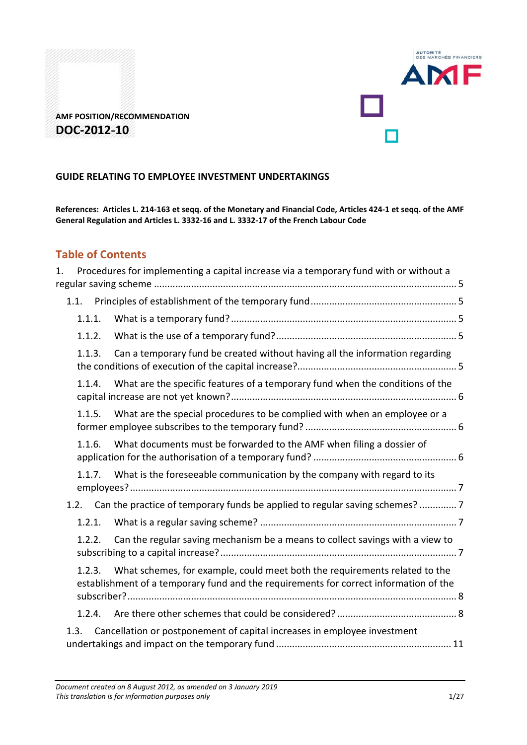AMF POSITION/RECOMMENDATION

**DOC-2012-10**

**GUIDE RELATING TO EMPLOYEE INVESTMENT UNDERTAKINGS**

**References: Articles L. 214-163 et seqq. of the Monetary and Financial Code, Articles 424-1 et seqq. of the AMF General Regulation and Articles L. 3332-16 and L. 3332-17 of the French Labour Code**

## Table of Contents

1. Procedures for implementing a capital increase via a temporary fund with or without a regular saving scheme ..... 5
   - 1.1. Principles of establishment of the temporary fund ..... 5
     - 1.1.1. What is a temporary fund? ..... 5
     - 1.1.2. What is the use of a temporary fund? ..... 5
     - 1.1.3. Can a temporary fund be created without having all the information regarding the conditions of execution of the capital increase? ..... 5
     - 1.1.4. What are the specific features of a temporary fund when the conditions of the capital increase are not yet known? ..... 6
     - 1.1.5. What are the special procedures to be complied with when an employee or a former employee subscribes to the temporary fund? ..... 6
     - 1.1.6. What documents must be forwarded to the AMF when filing a dossier of application for the authorisation of a temporary fund? ..... 6
     - 1.1.7. What is the foreseeable communication by the company with regard to its employees? ..... 7
   - 1.2. Can the practice of temporary funds be applied to regular saving schemes? ..... 7
     - 1.2.1. What is a regular saving scheme? ..... 7
     - 1.2.2. Can the regular saving mechanism be a means to collect savings with a view to subscribing to a capital increase? ..... 7
     - 1.2.3. What schemes, for example, could meet both the requirements related to the establishment of a temporary fund and the requirements for correct information of the subscriber? ..... 8
     - 1.2.4. Are there other schemes that could be considered? ..... 8
   - 1.3. Cancellation or postponement of capital increases in employee investment undertakings and impact on the temporary fund ..... 11

*Document created on 8 August 2012, as amended on 3 January 2019*
*This translation is for information purposes only*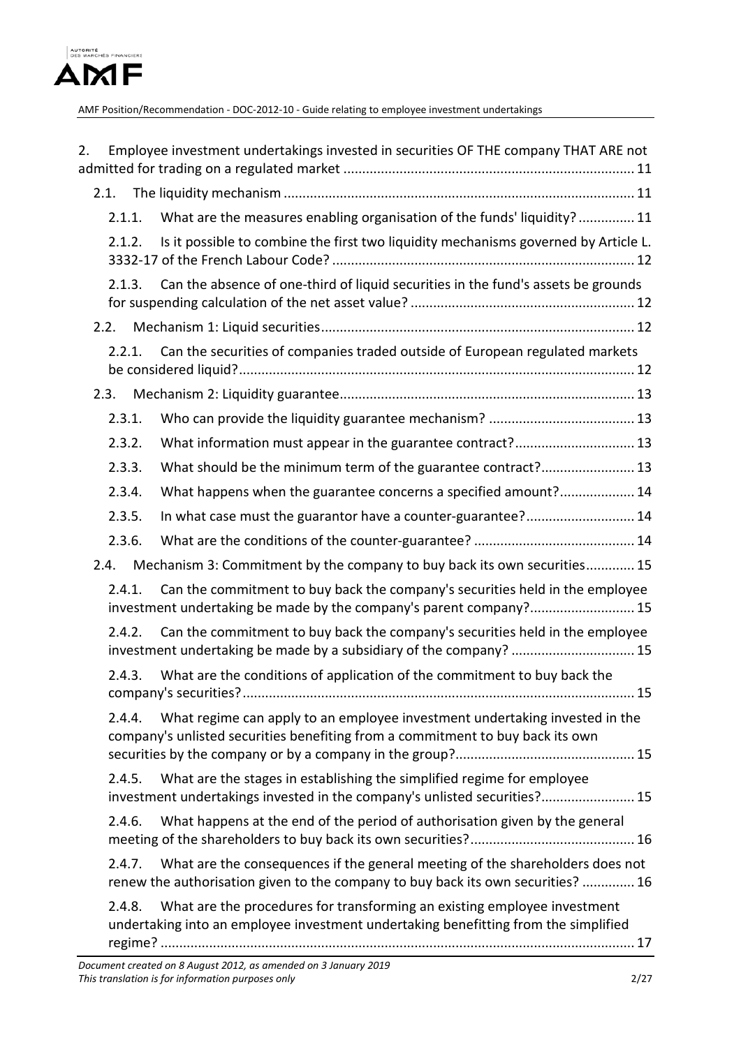2. Employee investment undertakings invested in securities OF THE company THAT ARE not admitted for trading on a regulated market ..... 11

- 2.1. The liquidity mechanism ..... 11
  - 2.1.1. What are the measures enabling organisation of the funds' liquidity? ..... 11
  - 2.1.2. Is it possible to combine the first two liquidity mechanisms governed by Article L. 3332-17 of the French Labour Code? ..... 12
  - 2.1.3. Can the absence of one-third of liquid securities in the fund's assets be grounds for suspending calculation of the net asset value? ..... 12
- 2.2. Mechanism 1: Liquid securities ..... 12
  - 2.2.1. Can the securities of companies traded outside of European regulated markets be considered liquid? ..... 12
- 2.3. Mechanism 2: Liquidity guarantee ..... 13
  - 2.3.1. Who can provide the liquidity guarantee mechanism? ..... 13
  - 2.3.2. What information must appear in the guarantee contract? ..... 13
  - 2.3.3. What should be the minimum term of the guarantee contract? ..... 13
  - 2.3.4. What happens when the guarantee concerns a specified amount? ..... 14
  - 2.3.5. In what case must the guarantor have a counter-guarantee? ..... 14
  - 2.3.6. What are the conditions of the counter-guarantee? ..... 14
- 2.4. Mechanism 3: Commitment by the company to buy back its own securities ..... 15
  - 2.4.1. Can the commitment to buy back the company's securities held in the employee investment undertaking be made by the company's parent company? ..... 15
  - 2.4.2. Can the commitment to buy back the company's securities held in the employee investment undertaking be made by a subsidiary of the company? ..... 15
  - 2.4.3. What are the conditions of application of the commitment to buy back the company's securities? ..... 15
  - 2.4.4. What regime can apply to an employee investment undertaking invested in the company's unlisted securities benefiting from a commitment to buy back its own securities by the company or by a company in the group? ..... 15
  - 2.4.5. What are the stages in establishing the simplified regime for employee investment undertakings invested in the company's unlisted securities? ..... 15
  - 2.4.6. What happens at the end of the period of authorisation given by the general meeting of the shareholders to buy back its own securities? ..... 16
  - 2.4.7. What are the consequences if the general meeting of the shareholders does not renew the authorisation given to the company to buy back its own securities? ..... 16
  - 2.4.8. What are the procedures for transforming an existing employee investment undertaking into an employee investment undertaking benefitting from the simplified regime? ..... 17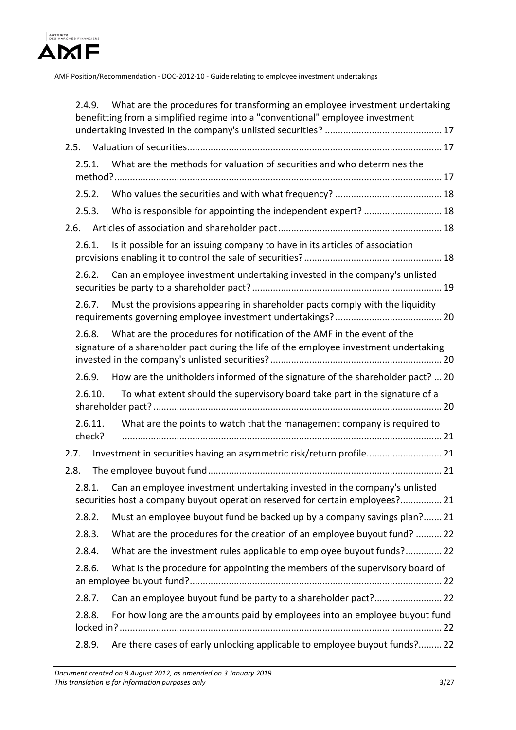2.4.9. What are the procedures for transforming an employee investment undertaking benefitting from a simplified regime into a "conventional" employee investment undertaking invested in the company's unlisted securities? ............................................ 17

2.5. Valuation of securities................................................................................................ 17

2.5.1. What are the methods for valuation of securities and who determines the method?............................................................................................................................. 17

2.5.2. Who values the securities and with what frequency? ........................................ 18

2.5.3. Who is responsible for appointing the independent expert? ............................. 18

2.6. Articles of association and shareholder pact............................................................. 18

2.6.1. Is it possible for an issuing company to have in its articles of association provisions enabling it to control the sale of securities?.................................................... 18

2.6.2. Can an employee investment undertaking invested in the company's unlisted securities be party to a shareholder pact?........................................................................ 19

2.6.7. Must the provisions appearing in shareholder pacts comply with the liquidity requirements governing employee investment undertakings?......................................... 20

2.6.8. What are the procedures for notification of the AMF in the event of the signature of a shareholder pact during the life of the employee investment undertaking invested in the company's unlisted securities?................................................................. 20

2.6.9. How are the unitholders informed of the signature of the shareholder pact? ... 20

2.6.10. To what extent should the supervisory board take part in the signature of a shareholder pact? ............................................................................................................. 20

2.6.11. What are the points to watch that the management company is required to check? ......................................................................................................................... 21

2.7. Investment in securities having an asymmetric risk/return profile............................ 21

2.8. The employee buyout fund........................................................................................ 21

2.8.1. Can an employee investment undertaking invested in the company's unlisted securities host a company buyout operation reserved for certain employees?................ 21

2.8.2. Must an employee buyout fund be backed up by a company savings plan?....... 21

2.8.3. What are the procedures for the creation of an employee buyout fund? .......... 22

2.8.4. What are the investment rules applicable to employee buyout funds?.............. 22

2.8.6. What is the procedure for appointing the members of the supervisory board of an employee buyout fund?................................................................................................ 22

2.8.7. Can an employee buyout fund be party to a shareholder pact?.......................... 22

2.8.8. For how long are the amounts paid by employees into an employee buyout fund locked in?.......................................................................................................................... 22

2.8.9. Are there cases of early unlocking applicable to employee buyout funds?......... 22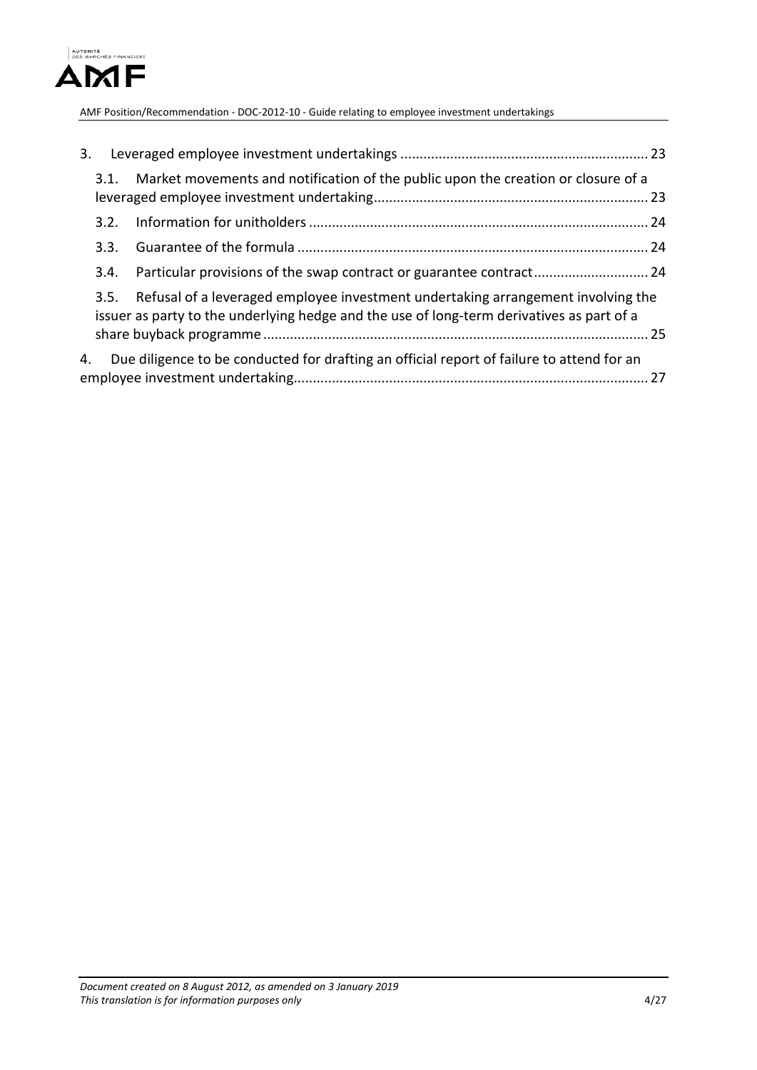3. Leveraged employee investment undertakings ........................................................................ 23

 3.1. Market movements and notification of the public upon the creation or closure of a leveraged employee investment undertaking ........................................................................ 23

 3.2. Information for unitholders ........................................................................ 24

 3.3. Guarantee of the formula ........................................................................ 24

 3.4. Particular provisions of the swap contract or guarantee contract ........................................ 24

 3.5. Refusal of a leveraged employee investment undertaking arrangement involving the issuer as party to the underlying hedge and the use of long-term derivatives as part of a share buyback programme ........................................................................ 25

4. Due diligence to be conducted for drafting an official report of failure to attend for an employee investment undertaking ........................................................................ 27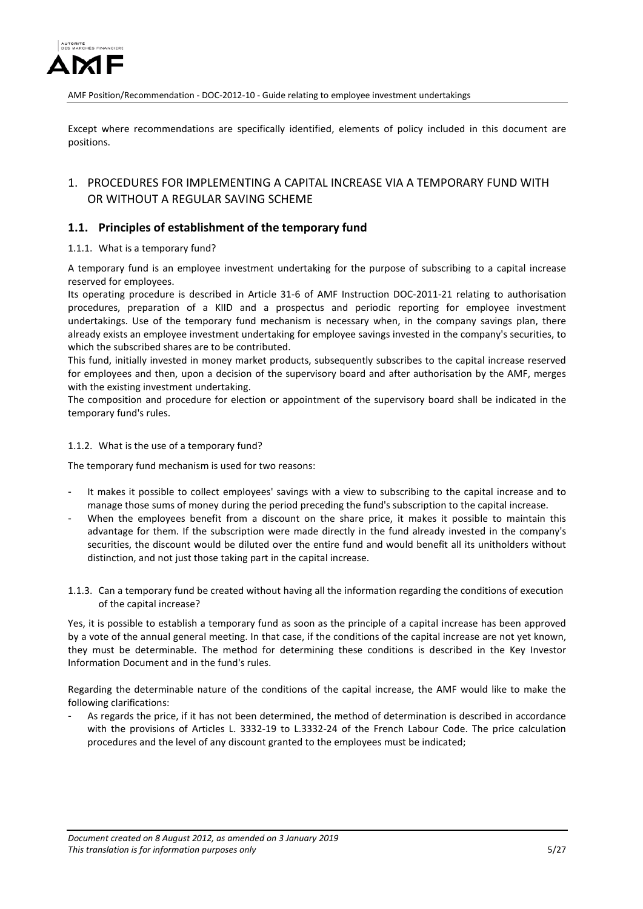Except where recommendations are specifically identified, elements of policy included in this document are positions.

# 1. PROCEDURES FOR IMPLEMENTING A CAPITAL INCREASE VIA A TEMPORARY FUND WITH OR WITHOUT A REGULAR SAVING SCHEME

## 1.1. Principles of establishment of the temporary fund

### 1.1.1. What is a temporary fund?

A temporary fund is an employee investment undertaking for the purpose of subscribing to a capital increase reserved for employees.

Its operating procedure is described in Article 31-6 of AMF Instruction DOC-2011-21 relating to authorisation procedures, preparation of a KIID and a prospectus and periodic reporting for employee investment undertakings. Use of the temporary fund mechanism is necessary when, in the company savings plan, there already exists an employee investment undertaking for employee savings invested in the company's securities, to which the subscribed shares are to be contributed.

This fund, initially invested in money market products, subsequently subscribes to the capital increase reserved for employees and then, upon a decision of the supervisory board and after authorisation by the AMF, merges with the existing investment undertaking.

The composition and procedure for election or appointment of the supervisory board shall be indicated in the temporary fund's rules.

### 1.1.2. What is the use of a temporary fund?

The temporary fund mechanism is used for two reasons:

- It makes it possible to collect employees' savings with a view to subscribing to the capital increase and to manage those sums of money during the period preceding the fund's subscription to the capital increase.
- When the employees benefit from a discount on the share price, it makes it possible to maintain this advantage for them. If the subscription were made directly in the fund already invested in the company's securities, the discount would be diluted over the entire fund and would benefit all its unitholders without distinction, and not just those taking part in the capital increase.

### 1.1.3. Can a temporary fund be created without having all the information regarding the conditions of execution of the capital increase?

Yes, it is possible to establish a temporary fund as soon as the principle of a capital increase has been approved by a vote of the annual general meeting. In that case, if the conditions of the capital increase are not yet known, they must be determinable. The method for determining these conditions is described in the Key Investor Information Document and in the fund's rules.

Regarding the determinable nature of the conditions of the capital increase, the AMF would like to make the following clarifications:

- As regards the price, if it has not been determined, the method of determination is described in accordance with the provisions of Articles L. 3332-19 to L.3332-24 of the French Labour Code. The price calculation procedures and the level of any discount granted to the employees must be indicated;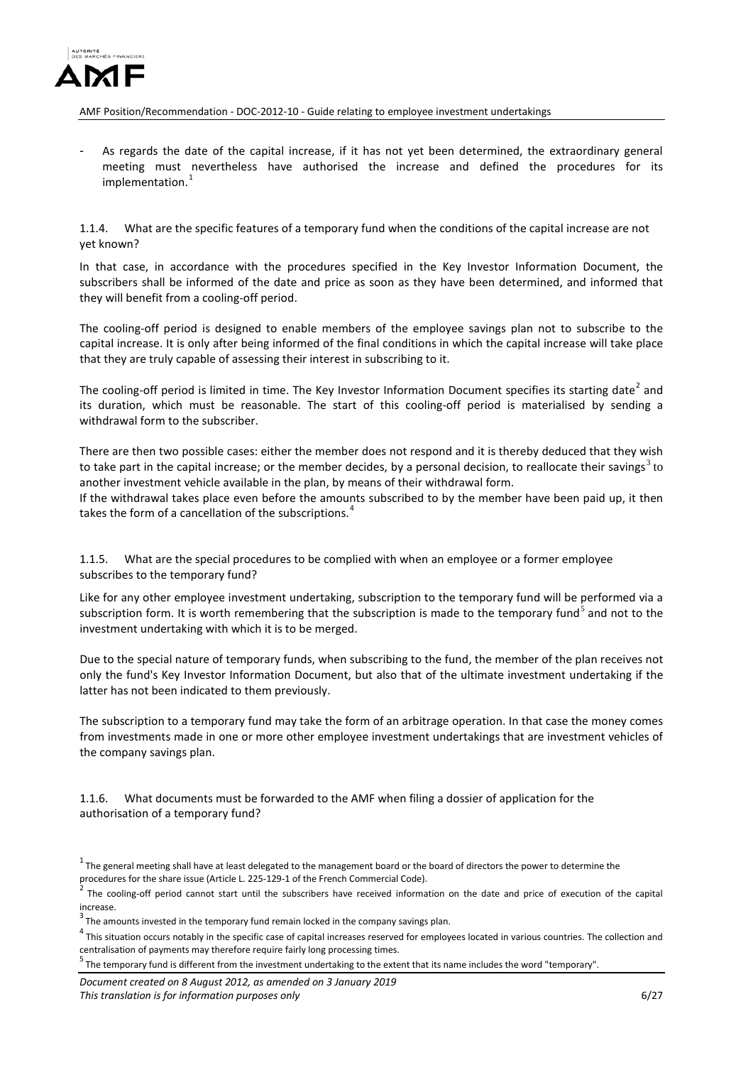- As regards the date of the capital increase, if it has not yet been determined, the extraordinary general meeting must nevertheless have authorised the increase and defined the procedures for its implementation.[1]

### 1.1.4. What are the specific features of a temporary fund when the conditions of the capital increase are not yet known?

In that case, in accordance with the procedures specified in the Key Investor Information Document, the subscribers shall be informed of the date and price as soon as they have been determined, and informed that they will benefit from a cooling-off period.

The cooling-off period is designed to enable members of the employee savings plan not to subscribe to the capital increase. It is only after being informed of the final conditions in which the capital increase will take place that they are truly capable of assessing their interest in subscribing to it.

The cooling-off period is limited in time. The Key Investor Information Document specifies its starting date[2] and its duration, which must be reasonable. The start of this cooling-off period is materialised by sending a withdrawal form to the subscriber.

There are then two possible cases: either the member does not respond and it is thereby deduced that they wish to take part in the capital increase; or the member decides, by a personal decision, to reallocate their savings[3] to another investment vehicle available in the plan, by means of their withdrawal form.

If the withdrawal takes place even before the amounts subscribed to by the member have been paid up, it then takes the form of a cancellation of the subscriptions.[4]

### 1.1.5. What are the special procedures to be complied with when an employee or a former employee subscribes to the temporary fund?

Like for any other employee investment undertaking, subscription to the temporary fund will be performed via a subscription form. It is worth remembering that the subscription is made to the temporary fund[5] and not to the investment undertaking with which it is to be merged.

Due to the special nature of temporary funds, when subscribing to the fund, the member of the plan receives not only the fund's Key Investor Information Document, but also that of the ultimate investment undertaking if the latter has not been indicated to them previously.

The subscription to a temporary fund may take the form of an arbitrage operation. In that case the money comes from investments made in one or more other employee investment undertakings that are investment vehicles of the company savings plan.

### 1.1.6. What documents must be forwarded to the AMF when filing a dossier of application for the authorisation of a temporary fund?

---

[1] The general meeting shall have at least delegated to the management board or the board of directors the power to determine the procedures for the share issue (Article L. 225-129-1 of the French Commercial Code).

[2] The cooling-off period cannot start until the subscribers have received information on the date and price of execution of the capital increase.

[3] The amounts invested in the temporary fund remain locked in the company savings plan.

[4] This situation occurs notably in the specific case of capital increases reserved for employees located in various countries. The collection and centralisation of payments may therefore require fairly long processing times.

[5] The temporary fund is different from the investment undertaking to the extent that its name includes the word "temporary".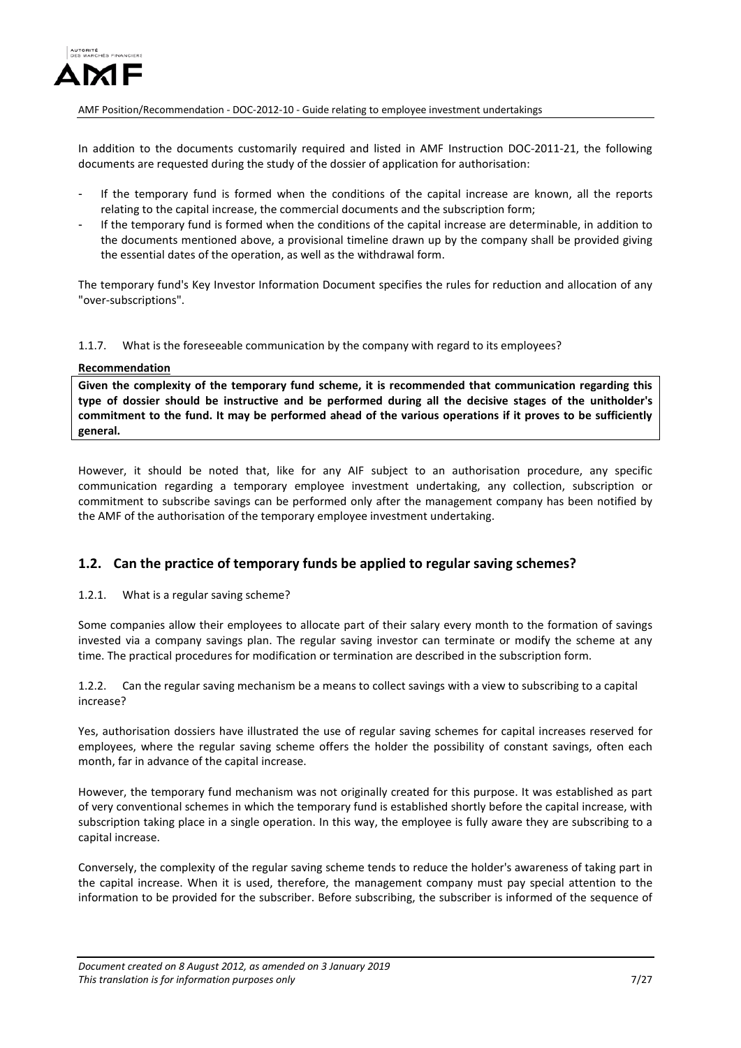In addition to the documents customarily required and listed in AMF Instruction DOC-2011-21, the following documents are requested during the study of the dossier of application for authorisation:

- If the temporary fund is formed when the conditions of the capital increase are known, all the reports relating to the capital increase, the commercial documents and the subscription form;
- If the temporary fund is formed when the conditions of the capital increase are determinable, in addition to the documents mentioned above, a provisional timeline drawn up by the company shall be provided giving the essential dates of the operation, as well as the withdrawal form.

The temporary fund's Key Investor Information Document specifies the rules for reduction and allocation of any "over-subscriptions".

1.1.7. What is the foreseeable communication by the company with regard to its employees?

**Recommendation**

**Given the complexity of the temporary fund scheme, it is recommended that communication regarding this type of dossier should be instructive and be performed during all the decisive stages of the unitholder's commitment to the fund. It may be performed ahead of the various operations if it proves to be sufficiently general.**

However, it should be noted that, like for any AIF subject to an authorisation procedure, any specific communication regarding a temporary employee investment undertaking, any collection, subscription or commitment to subscribe savings can be performed only after the management company has been notified by the AMF of the authorisation of the temporary employee investment undertaking.

## 1.2. Can the practice of temporary funds be applied to regular saving schemes?

1.2.1. What is a regular saving scheme?

Some companies allow their employees to allocate part of their salary every month to the formation of savings invested via a company savings plan. The regular saving investor can terminate or modify the scheme at any time. The practical procedures for modification or termination are described in the subscription form.

1.2.2. Can the regular saving mechanism be a means to collect savings with a view to subscribing to a capital increase?

Yes, authorisation dossiers have illustrated the use of regular saving schemes for capital increases reserved for employees, where the regular saving scheme offers the holder the possibility of constant savings, often each month, far in advance of the capital increase.

However, the temporary fund mechanism was not originally created for this purpose. It was established as part of very conventional schemes in which the temporary fund is established shortly before the capital increase, with subscription taking place in a single operation. In this way, the employee is fully aware they are subscribing to a capital increase.

Conversely, the complexity of the regular saving scheme tends to reduce the holder's awareness of taking part in the capital increase. When it is used, therefore, the management company must pay special attention to the information to be provided for the subscriber. Before subscribing, the subscriber is informed of the sequence of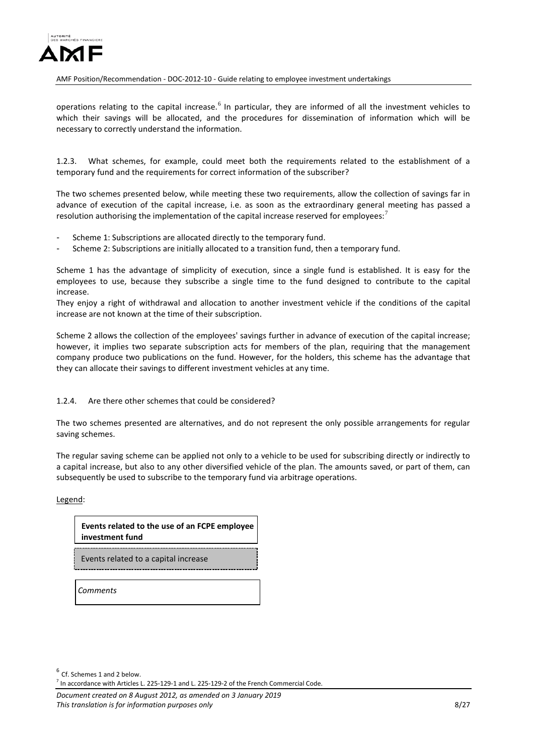operations relating to the capital increase.[6] In particular, they are informed of all the investment vehicles to which their savings will be allocated, and the procedures for dissemination of information which will be necessary to correctly understand the information.

### 1.2.3. What schemes, for example, could meet both the requirements related to the establishment of a temporary fund and the requirements for correct information of the subscriber?

The two schemes presented below, while meeting these two requirements, allow the collection of savings far in advance of execution of the capital increase, i.e. as soon as the extraordinary general meeting has passed a resolution authorising the implementation of the capital increase reserved for employees:[7]

- Scheme 1: Subscriptions are allocated directly to the temporary fund.
- Scheme 2: Subscriptions are initially allocated to a transition fund, then a temporary fund.

Scheme 1 has the advantage of simplicity of execution, since a single fund is established. It is easy for the employees to use, because they subscribe a single time to the fund designed to contribute to the capital increase.
They enjoy a right of withdrawal and allocation to another investment vehicle if the conditions of the capital increase are not known at the time of their subscription.

Scheme 2 allows the collection of the employees' savings further in advance of execution of the capital increase; however, it implies two separate subscription acts for members of the plan, requiring that the management company produce two publications on the fund. However, for the holders, this scheme has the advantage that they can allocate their savings to different investment vehicles at any time.

### 1.2.4. Are there other schemes that could be considered?

The two schemes presented are alternatives, and do not represent the only possible arrangements for regular saving schemes.

The regular saving scheme can be applied not only to a vehicle to be used for subscribing directly or indirectly to a capital increase, but also to any other diversified vehicle of the plan. The amounts saved, or part of them, can subsequently be used to subscribe to the temporary fund via arbitrage operations.

<u>Legend</u>:

| **Events related to the use of an FCPE employee investment fund** |
|---|
| Events related to a capital increase |
| *Comments* |

[6] Cf. Schemes 1 and 2 below.

[7] In accordance with Articles L. 225-129-1 and L. 225-129-2 of the French Commercial Code.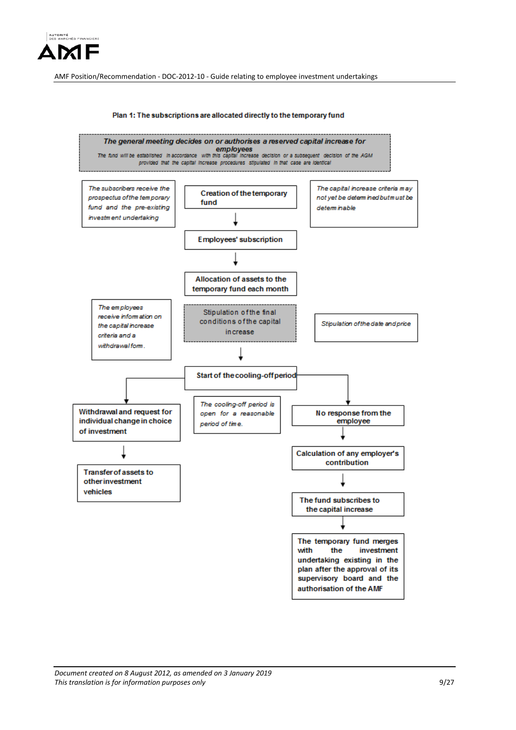**Plan 1: The subscriptions are allocated directly to the temporary fund**

***The general meeting decides on or authorises a reserved capital increase for employees***

*The fund will be established in accordance with this capital increase decision or a subsequent decision of the AGM provided that the capital increase procedures stipulated in that case are identical*

*The subscribers receive the prospectus of the temporary fund and the pre-existing investment undertaking*

**Creation of the temporary fund**

*The capital increase criteria may not yet be determined but must be determinable*

↓

**Employees' subscription**

↓

**Allocation of assets to the temporary fund each month**

*The employees receive information on the capital increase criteria and a withdrawal form.*

Stipulation of the final conditions of the capital increase

*Stipulation of the date and price*

↓

**Start of the cooling-off period**

*The cooling-off period is open for a reasonable period of time.*

Left branch:

**Withdrawal and request for individual change in choice of investment**

↓

**Transfer of assets to other investment vehicles**

Right branch:

**No response from the employee**

↓

**Calculation of any employer's contribution**

↓

**The fund subscribes to the capital increase**

↓

**The temporary fund merges with the investment undertaking existing in the plan after the approval of its supervisory board and the authorisation of the AMF**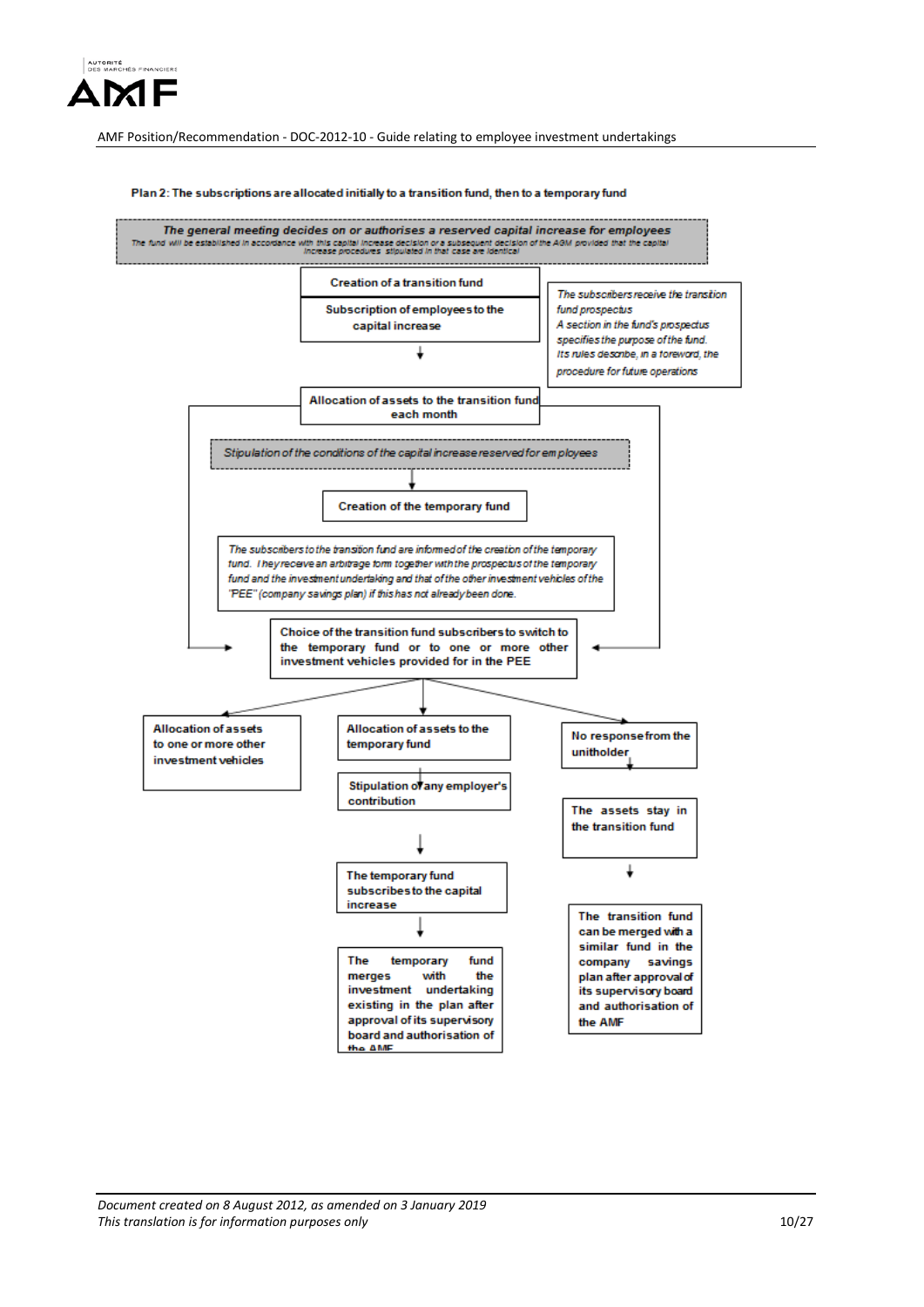Plan 2: The subscriptions are allocated initially to a transition fund, then to a temporary fund

*The general meeting decides on or authorises a reserved capital increase for employees*
*The fund will be established in accordance with this capital increase decision or a subsequent decision of the AGM provided that the capital increase procedures stipulated in that case are identical*

Creation of a transition fund

Subscription of employees to the capital increase

*The subscribers receive the transition fund prospectus*
*A section in the fund's prospectus specifies the purpose of the fund.*
*Its rules describe, in a foreword, the procedure for future operations*

Allocation of assets to the transition fund each month

*Stipulation of the conditions of the capital increase reserved for employees*

Creation of the temporary fund

*The subscribers to the transition fund are informed of the creation of the temporary fund. They receive an arbitrage form together with the prospectus of the temporary fund and the investment undertaking and that of the other investment vehicles of the "PEE" (company savings plan) if this has not already been done.*

Choice of the transition fund subscribers to switch to the temporary fund or to one or more other investment vehicles provided for in the PEE

Allocation of assets to one or more other investment vehicles

Allocation of assets to the temporary fund

Stipulation of any employer's contribution

The temporary fund subscribes to the capital increase

The temporary fund merges with the investment undertaking existing in the plan after approval of its supervisory board and authorisation of the AMF

No response from the unitholder

The assets stay in the transition fund

The transition fund can be merged with a similar fund in the company savings plan after approval of its supervisory board and authorisation of the AMF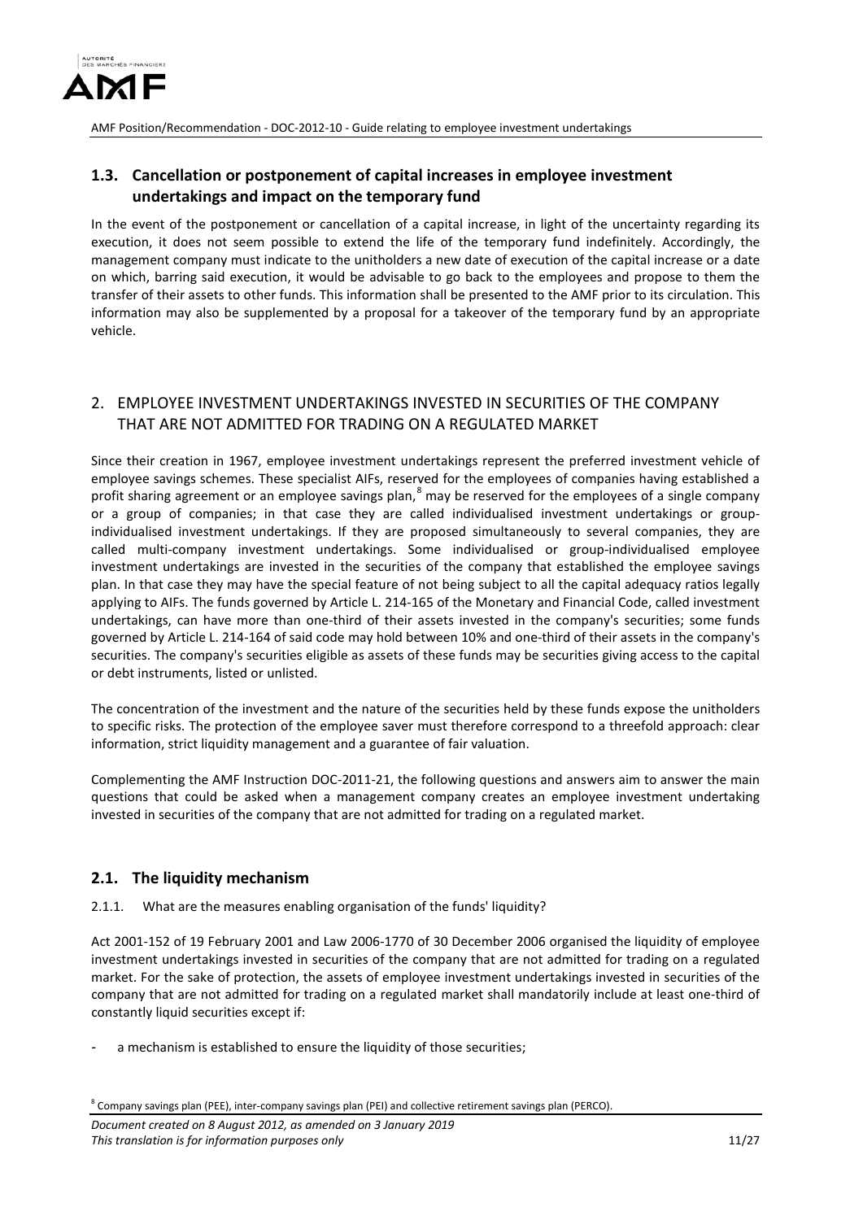## 1.3. Cancellation or postponement of capital increases in employee investment undertakings and impact on the temporary fund

In the event of the postponement or cancellation of a capital increase, in light of the uncertainty regarding its execution, it does not seem possible to extend the life of the temporary fund indefinitely. Accordingly, the management company must indicate to the unitholders a new date of execution of the capital increase or a date on which, barring said execution, it would be advisable to go back to the employees and propose to them the transfer of their assets to other funds. This information shall be presented to the AMF prior to its circulation. This information may also be supplemented by a proposal for a takeover of the temporary fund by an appropriate vehicle.

## 2. EMPLOYEE INVESTMENT UNDERTAKINGS INVESTED IN SECURITIES OF THE COMPANY THAT ARE NOT ADMITTED FOR TRADING ON A REGULATED MARKET

Since their creation in 1967, employee investment undertakings represent the preferred investment vehicle of employee savings schemes. These specialist AIFs, reserved for the employees of companies having established a profit sharing agreement or an employee savings plan,[8] may be reserved for the employees of a single company or a group of companies; in that case they are called individualised investment undertakings or group-individualised investment undertakings. If they are proposed simultaneously to several companies, they are called multi-company investment undertakings. Some individualised or group-individualised employee investment undertakings are invested in the securities of the company that established the employee savings plan. In that case they may have the special feature of not being subject to all the capital adequacy ratios legally applying to AIFs. The funds governed by Article L. 214-165 of the Monetary and Financial Code, called investment undertakings, can have more than one-third of their assets invested in the company's securities; some funds governed by Article L. 214-164 of said code may hold between 10% and one-third of their assets in the company's securities. The company's securities eligible as assets of these funds may be securities giving access to the capital or debt instruments, listed or unlisted.

The concentration of the investment and the nature of the securities held by these funds expose the unitholders to specific risks. The protection of the employee saver must therefore correspond to a threefold approach: clear information, strict liquidity management and a guarantee of fair valuation.

Complementing the AMF Instruction DOC-2011-21, the following questions and answers aim to answer the main questions that could be asked when a management company creates an employee investment undertaking invested in securities of the company that are not admitted for trading on a regulated market.

### 2.1. The liquidity mechanism

2.1.1. What are the measures enabling organisation of the funds' liquidity?

Act 2001-152 of 19 February 2001 and Law 2006-1770 of 30 December 2006 organised the liquidity of employee investment undertakings invested in securities of the company that are not admitted for trading on a regulated market. For the sake of protection, the assets of employee investment undertakings invested in securities of the company that are not admitted for trading on a regulated market shall mandatorily include at least one-third of constantly liquid securities except if:

- a mechanism is established to ensure the liquidity of those securities;

[8] Company savings plan (PEE), inter-company savings plan (PEI) and collective retirement savings plan (PERCO).

*Document created on 8 August 2012, as amended on 3 January 2019*
*This translation is for information purposes only*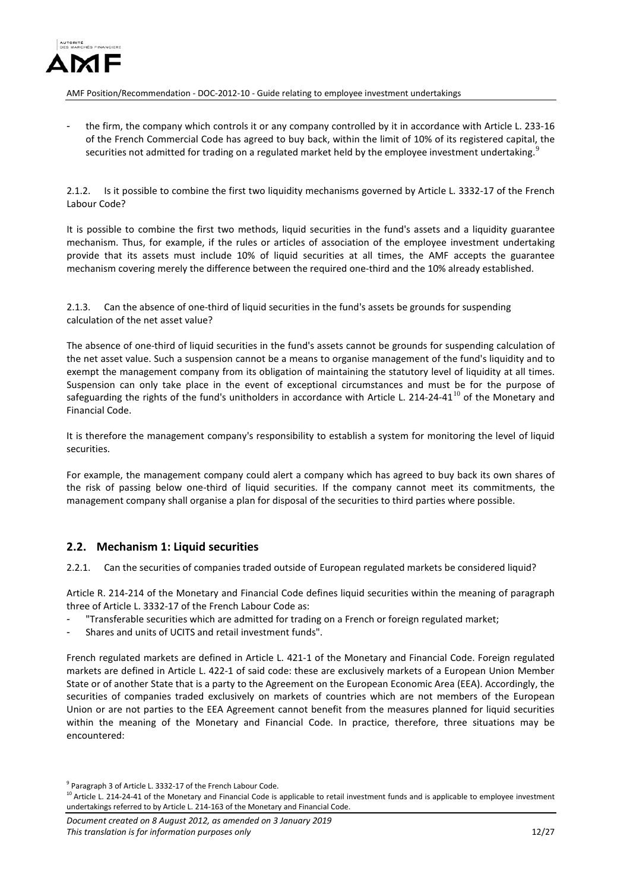- the firm, the company which controls it or any company controlled by it in accordance with Article L. 233-16 of the French Commercial Code has agreed to buy back, within the limit of 10% of its registered capital, the securities not admitted for trading on a regulated market held by the employee investment undertaking.[9]

2.1.2. Is it possible to combine the first two liquidity mechanisms governed by Article L. 3332-17 of the French Labour Code?

It is possible to combine the first two methods, liquid securities in the fund's assets and a liquidity guarantee mechanism. Thus, for example, if the rules or articles of association of the employee investment undertaking provide that its assets must include 10% of liquid securities at all times, the AMF accepts the guarantee mechanism covering merely the difference between the required one-third and the 10% already established.

2.1.3. Can the absence of one-third of liquid securities in the fund's assets be grounds for suspending calculation of the net asset value?

The absence of one-third of liquid securities in the fund's assets cannot be grounds for suspending calculation of the net asset value. Such a suspension cannot be a means to organise management of the fund's liquidity and to exempt the management company from its obligation of maintaining the statutory level of liquidity at all times. Suspension can only take place in the event of exceptional circumstances and must be for the purpose of safeguarding the rights of the fund's unitholders in accordance with Article L. 214-24-41[10] of the Monetary and Financial Code.

It is therefore the management company's responsibility to establish a system for monitoring the level of liquid securities.

For example, the management company could alert a company which has agreed to buy back its own shares of the risk of passing below one-third of liquid securities. If the company cannot meet its commitments, the management company shall organise a plan for disposal of the securities to third parties where possible.

## 2.2. Mechanism 1: Liquid securities

2.2.1. Can the securities of companies traded outside of European regulated markets be considered liquid?

Article R. 214-214 of the Monetary and Financial Code defines liquid securities within the meaning of paragraph three of Article L. 3332-17 of the French Labour Code as:

- "Transferable securities which are admitted for trading on a French or foreign regulated market;
- Shares and units of UCITS and retail investment funds".

French regulated markets are defined in Article L. 421-1 of the Monetary and Financial Code. Foreign regulated markets are defined in Article L. 422-1 of said code: these are exclusively markets of a European Union Member State or of another State that is a party to the Agreement on the European Economic Area (EEA). Accordingly, the securities of companies traded exclusively on markets of countries which are not members of the European Union or are not parties to the EEA Agreement cannot benefit from the measures planned for liquid securities within the meaning of the Monetary and Financial Code. In practice, therefore, three situations may be encountered:

[9] Paragraph 3 of Article L. 3332-17 of the French Labour Code.

[10] Article L. 214-24-41 of the Monetary and Financial Code is applicable to retail investment funds and is applicable to employee investment undertakings referred to by Article L. 214-163 of the Monetary and Financial Code.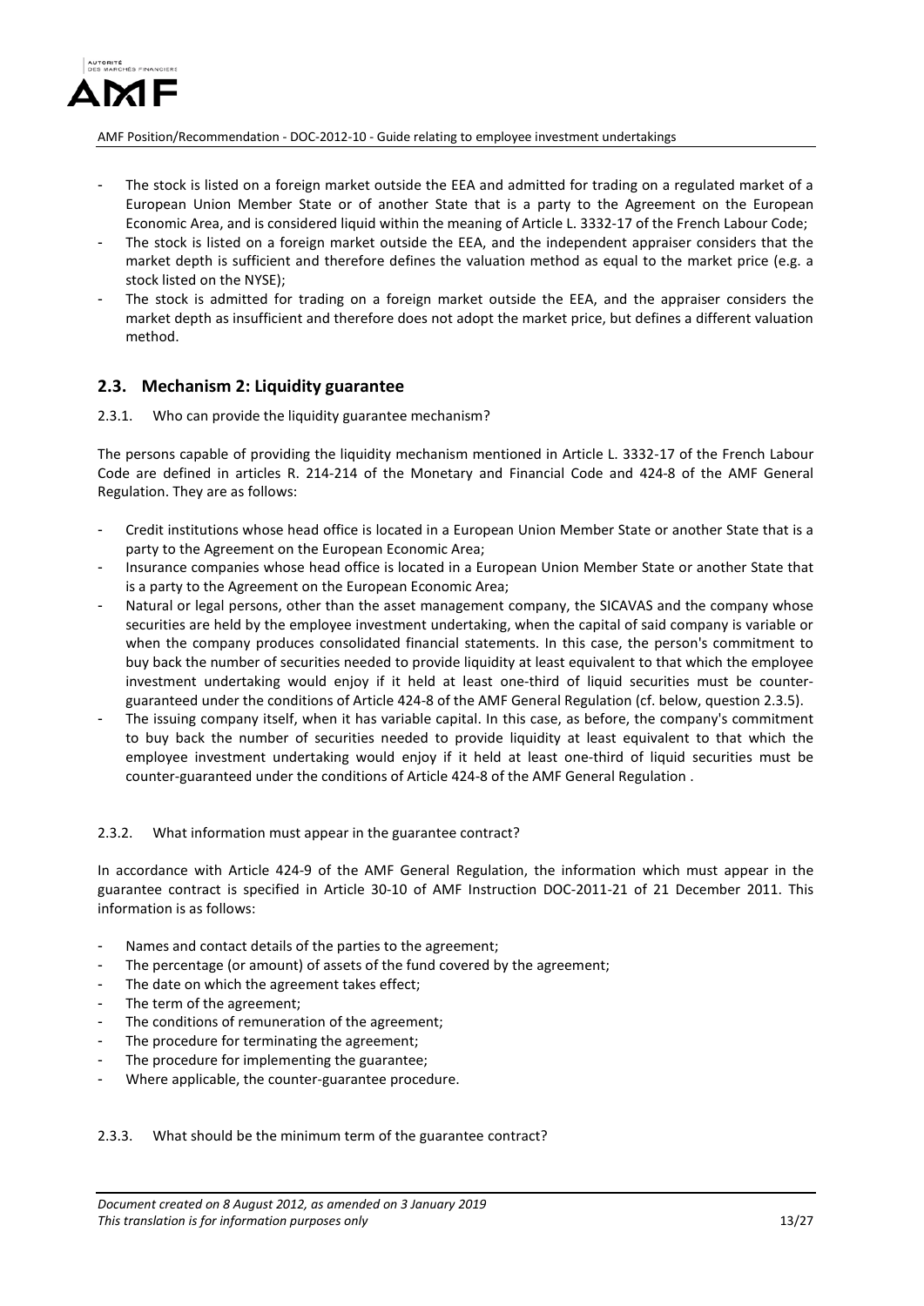- The stock is listed on a foreign market outside the EEA and admitted for trading on a regulated market of a European Union Member State or of another State that is a party to the Agreement on the European Economic Area, and is considered liquid within the meaning of Article L. 3332-17 of the French Labour Code;
- The stock is listed on a foreign market outside the EEA, and the independent appraiser considers that the market depth is sufficient and therefore defines the valuation method as equal to the market price (e.g. a stock listed on the NYSE);
- The stock is admitted for trading on a foreign market outside the EEA, and the appraiser considers the market depth as insufficient and therefore does not adopt the market price, but defines a different valuation method.

## 2.3. Mechanism 2: Liquidity guarantee

2.3.1. Who can provide the liquidity guarantee mechanism?

The persons capable of providing the liquidity mechanism mentioned in Article L. 3332-17 of the French Labour Code are defined in articles R. 214-214 of the Monetary and Financial Code and 424-8 of the AMF General Regulation. They are as follows:

- Credit institutions whose head office is located in a European Union Member State or another State that is a party to the Agreement on the European Economic Area;
- Insurance companies whose head office is located in a European Union Member State or another State that is a party to the Agreement on the European Economic Area;
- Natural or legal persons, other than the asset management company, the SICAVAS and the company whose securities are held by the employee investment undertaking, when the capital of said company is variable or when the company produces consolidated financial statements. In this case, the person's commitment to buy back the number of securities needed to provide liquidity at least equivalent to that which the employee investment undertaking would enjoy if it held at least one-third of liquid securities must be counter-guaranteed under the conditions of Article 424-8 of the AMF General Regulation (cf. below, question 2.3.5).
- The issuing company itself, when it has variable capital. In this case, as before, the company's commitment to buy back the number of securities needed to provide liquidity at least equivalent to that which the employee investment undertaking would enjoy if it held at least one-third of liquid securities must be counter-guaranteed under the conditions of Article 424-8 of the AMF General Regulation .

2.3.2. What information must appear in the guarantee contract?

In accordance with Article 424-9 of the AMF General Regulation, the information which must appear in the guarantee contract is specified in Article 30-10 of AMF Instruction DOC-2011-21 of 21 December 2011. This information is as follows:

- Names and contact details of the parties to the agreement;
- The percentage (or amount) of assets of the fund covered by the agreement;
- The date on which the agreement takes effect;
- The term of the agreement;
- The conditions of remuneration of the agreement;
- The procedure for terminating the agreement;
- The procedure for implementing the guarantee;
- Where applicable, the counter-guarantee procedure.

2.3.3. What should be the minimum term of the guarantee contract?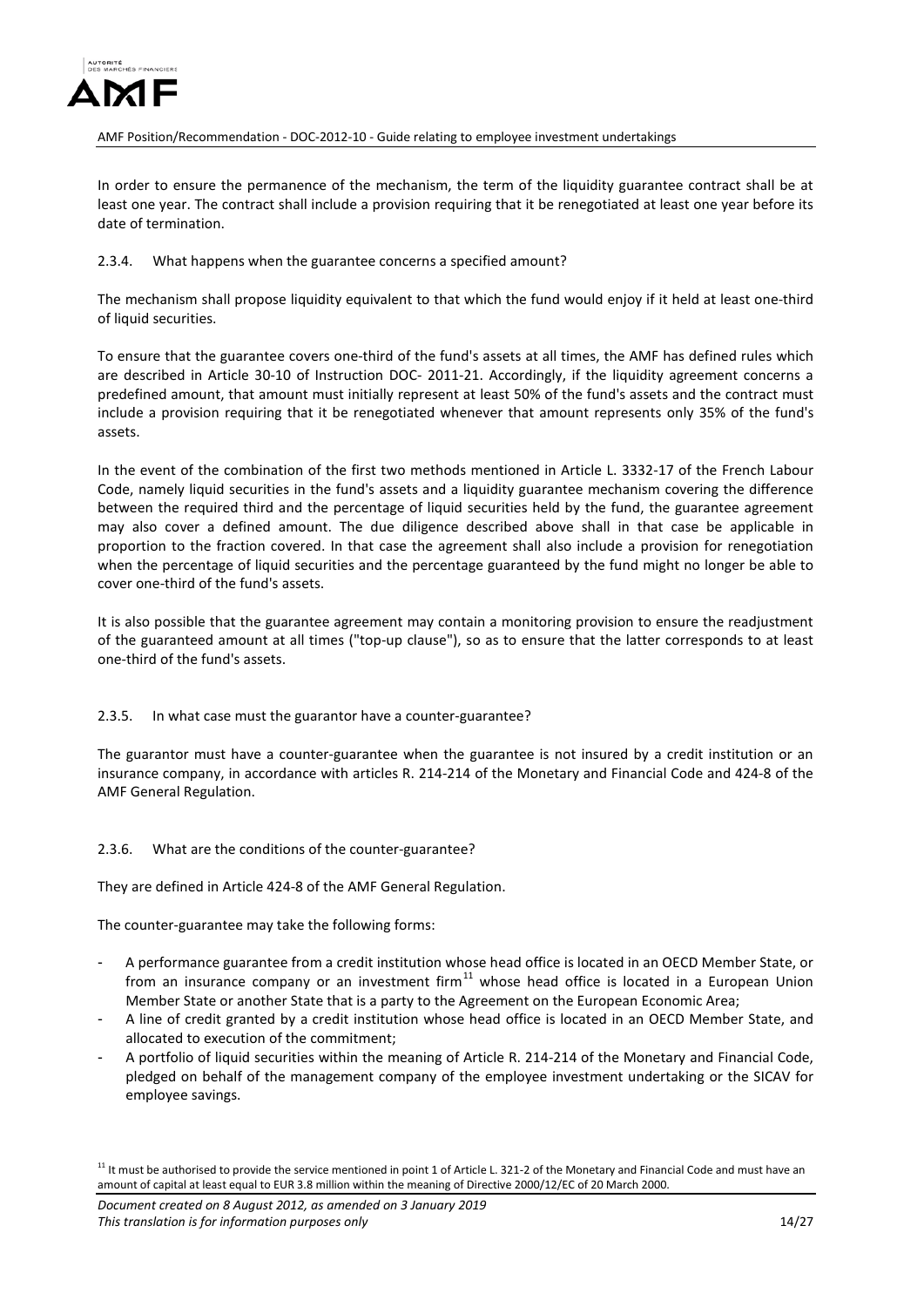In order to ensure the permanence of the mechanism, the term of the liquidity guarantee contract shall be at least one year. The contract shall include a provision requiring that it be renegotiated at least one year before its date of termination.

#### 2.3.4. What happens when the guarantee concerns a specified amount?

The mechanism shall propose liquidity equivalent to that which the fund would enjoy if it held at least one-third of liquid securities.

To ensure that the guarantee covers one-third of the fund's assets at all times, the AMF has defined rules which are described in Article 30-10 of Instruction DOC- 2011-21. Accordingly, if the liquidity agreement concerns a predefined amount, that amount must initially represent at least 50% of the fund's assets and the contract must include a provision requiring that it be renegotiated whenever that amount represents only 35% of the fund's assets.

In the event of the combination of the first two methods mentioned in Article L. 3332-17 of the French Labour Code, namely liquid securities in the fund's assets and a liquidity guarantee mechanism covering the difference between the required third and the percentage of liquid securities held by the fund, the guarantee agreement may also cover a defined amount. The due diligence described above shall in that case be applicable in proportion to the fraction covered. In that case the agreement shall also include a provision for renegotiation when the percentage of liquid securities and the percentage guaranteed by the fund might no longer be able to cover one-third of the fund's assets.

It is also possible that the guarantee agreement may contain a monitoring provision to ensure the readjustment of the guaranteed amount at all times ("top-up clause"), so as to ensure that the latter corresponds to at least one-third of the fund's assets.

#### 2.3.5. In what case must the guarantor have a counter-guarantee?

The guarantor must have a counter-guarantee when the guarantee is not insured by a credit institution or an insurance company, in accordance with articles R. 214-214 of the Monetary and Financial Code and 424-8 of the AMF General Regulation.

#### 2.3.6. What are the conditions of the counter-guarantee?

They are defined in Article 424-8 of the AMF General Regulation.

The counter-guarantee may take the following forms:

- A performance guarantee from a credit institution whose head office is located in an OECD Member State, or from an insurance company or an investment firm[11] whose head office is located in a European Union Member State or another State that is a party to the Agreement on the European Economic Area;
- A line of credit granted by a credit institution whose head office is located in an OECD Member State, and allocated to execution of the commitment;
- A portfolio of liquid securities within the meaning of Article R. 214-214 of the Monetary and Financial Code, pledged on behalf of the management company of the employee investment undertaking or the SICAV for employee savings.

[11] It must be authorised to provide the service mentioned in point 1 of Article L. 321-2 of the Monetary and Financial Code and must have an amount of capital at least equal to EUR 3.8 million within the meaning of Directive 2000/12/EC of 20 March 2000.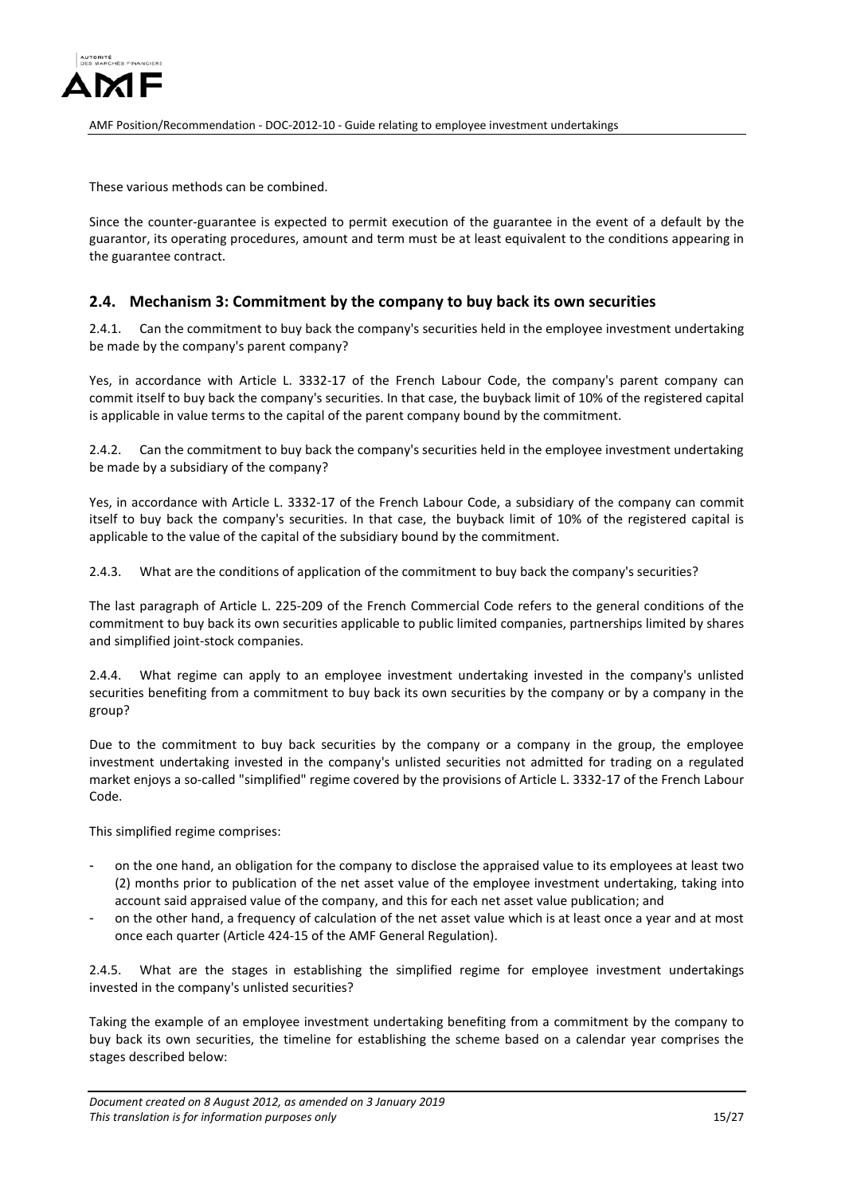These various methods can be combined.

Since the counter-guarantee is expected to permit execution of the guarantee in the event of a default by the guarantor, its operating procedures, amount and term must be at least equivalent to the conditions appearing in the guarantee contract.

## 2.4. Mechanism 3: Commitment by the company to buy back its own securities

2.4.1. Can the commitment to buy back the company's securities held in the employee investment undertaking be made by the company's parent company?

Yes, in accordance with Article L. 3332-17 of the French Labour Code, the company's parent company can commit itself to buy back the company's securities. In that case, the buyback limit of 10% of the registered capital is applicable in value terms to the capital of the parent company bound by the commitment.

2.4.2. Can the commitment to buy back the company's securities held in the employee investment undertaking be made by a subsidiary of the company?

Yes, in accordance with Article L. 3332-17 of the French Labour Code, a subsidiary of the company can commit itself to buy back the company's securities. In that case, the buyback limit of 10% of the registered capital is applicable to the value of the capital of the subsidiary bound by the commitment.

2.4.3. What are the conditions of application of the commitment to buy back the company's securities?

The last paragraph of Article L. 225-209 of the French Commercial Code refers to the general conditions of the commitment to buy back its own securities applicable to public limited companies, partnerships limited by shares and simplified joint-stock companies.

2.4.4. What regime can apply to an employee investment undertaking invested in the company's unlisted securities benefiting from a commitment to buy back its own securities by the company or by a company in the group?

Due to the commitment to buy back securities by the company or a company in the group, the employee investment undertaking invested in the company's unlisted securities not admitted for trading on a regulated market enjoys a so-called "simplified" regime covered by the provisions of Article L. 3332-17 of the French Labour Code.

This simplified regime comprises:

- on the one hand, an obligation for the company to disclose the appraised value to its employees at least two (2) months prior to publication of the net asset value of the employee investment undertaking, taking into account said appraised value of the company, and this for each net asset value publication; and
- on the other hand, a frequency of calculation of the net asset value which is at least once a year and at most once each quarter (Article 424-15 of the AMF General Regulation).

2.4.5. What are the stages in establishing the simplified regime for employee investment undertakings invested in the company's unlisted securities?

Taking the example of an employee investment undertaking benefiting from a commitment by the company to buy back its own securities, the timeline for establishing the scheme based on a calendar year comprises the stages described below: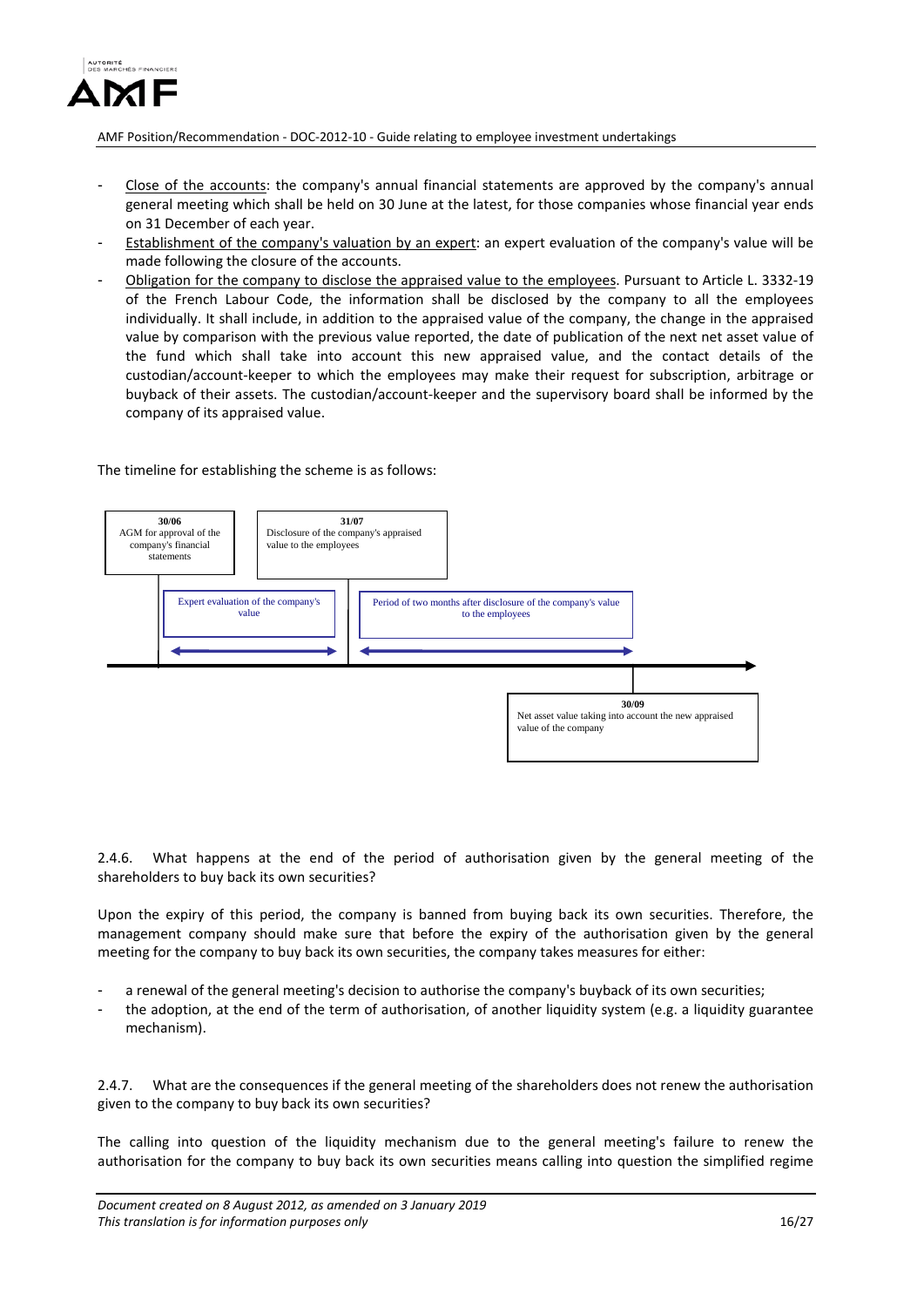- Close of the accounts: the company's annual financial statements are approved by the company's annual general meeting which shall be held on 30 June at the latest, for those companies whose financial year ends on 31 December of each year.
- Establishment of the company's valuation by an expert: an expert evaluation of the company's value will be made following the closure of the accounts.
- Obligation for the company to disclose the appraised value to the employees. Pursuant to Article L. 3332-19 of the French Labour Code, the information shall be disclosed by the company to all the employees individually. It shall include, in addition to the appraised value of the company, the change in the appraised value by comparison with the previous value reported, the date of publication of the next net asset value of the fund which shall take into account this new appraised value, and the contact details of the custodian/account-keeper to which the employees may make their request for subscription, arbitrage or buyback of their assets. The custodian/account-keeper and the supervisory board shall be informed by the company of its appraised value.

The timeline for establishing the scheme is as follows:

**30/06**
AGM for approval of the company's financial statements

**31/07**
Disclosure of the company's appraised value to the employees

Expert evaluation of the company's value

Period of two months after disclosure of the company's value to the employees

**30/09**
Net asset value taking into account the new appraised value of the company

2.4.6. What happens at the end of the period of authorisation given by the general meeting of the shareholders to buy back its own securities?

Upon the expiry of this period, the company is banned from buying back its own securities. Therefore, the management company should make sure that before the expiry of the authorisation given by the general meeting for the company to buy back its own securities, the company takes measures for either:

- a renewal of the general meeting's decision to authorise the company's buyback of its own securities;
- the adoption, at the end of the term of authorisation, of another liquidity system (e.g. a liquidity guarantee mechanism).

2.4.7. What are the consequences if the general meeting of the shareholders does not renew the authorisation given to the company to buy back its own securities?

The calling into question of the liquidity mechanism due to the general meeting's failure to renew the authorisation for the company to buy back its own securities means calling into question the simplified regime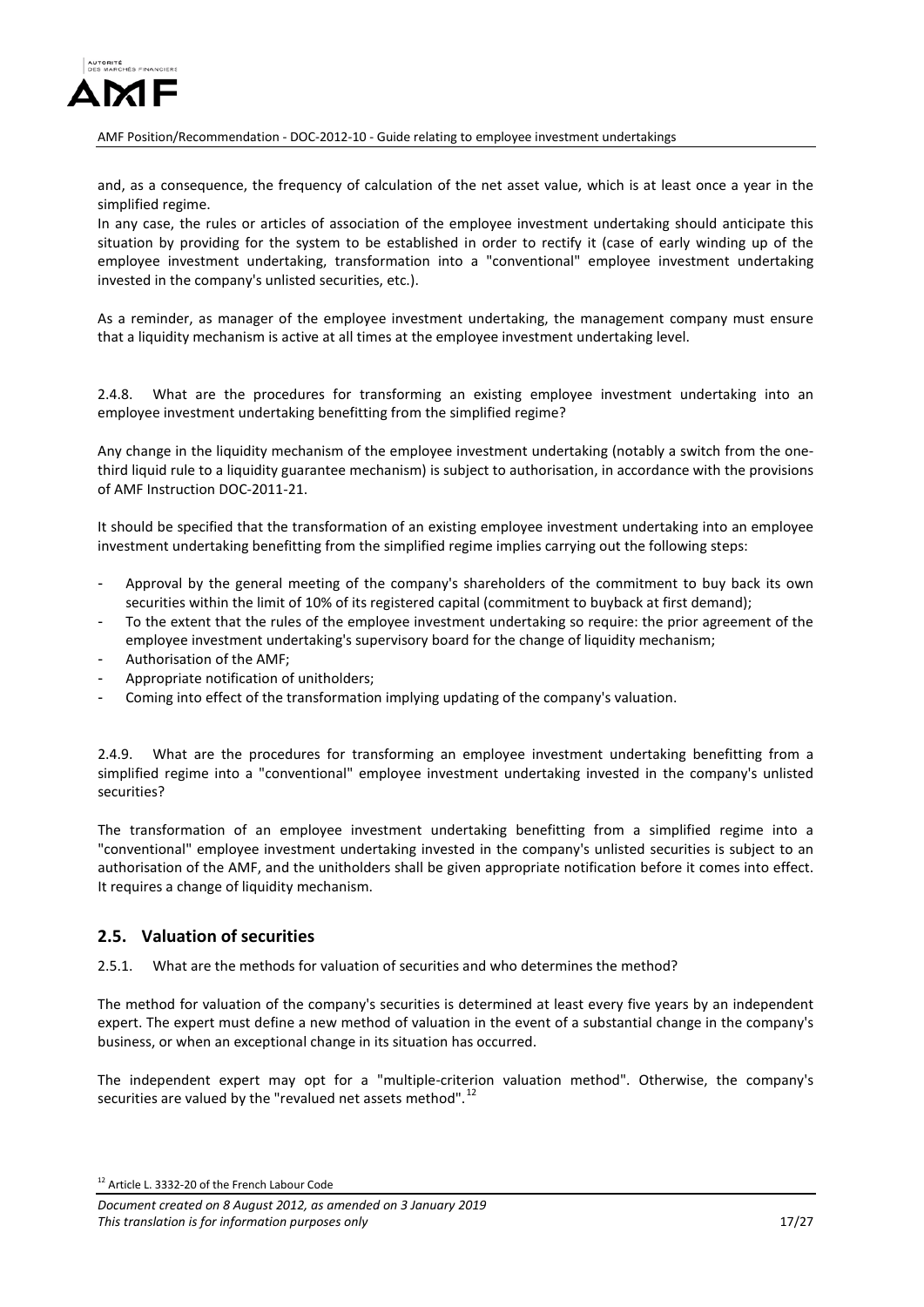and, as a consequence, the frequency of calculation of the net asset value, which is at least once a year in the simplified regime.

In any case, the rules or articles of association of the employee investment undertaking should anticipate this situation by providing for the system to be established in order to rectify it (case of early winding up of the employee investment undertaking, transformation into a "conventional" employee investment undertaking invested in the company's unlisted securities, etc.).

As a reminder, as manager of the employee investment undertaking, the management company must ensure that a liquidity mechanism is active at all times at the employee investment undertaking level.

2.4.8. What are the procedures for transforming an existing employee investment undertaking into an employee investment undertaking benefitting from the simplified regime?

Any change in the liquidity mechanism of the employee investment undertaking (notably a switch from the one-third liquid rule to a liquidity guarantee mechanism) is subject to authorisation, in accordance with the provisions of AMF Instruction DOC-2011-21.

It should be specified that the transformation of an existing employee investment undertaking into an employee investment undertaking benefitting from the simplified regime implies carrying out the following steps:

- Approval by the general meeting of the company's shareholders of the commitment to buy back its own securities within the limit of 10% of its registered capital (commitment to buyback at first demand);
- To the extent that the rules of the employee investment undertaking so require: the prior agreement of the employee investment undertaking's supervisory board for the change of liquidity mechanism;
- Authorisation of the AMF;
- Appropriate notification of unitholders;
- Coming into effect of the transformation implying updating of the company's valuation.

2.4.9. What are the procedures for transforming an employee investment undertaking benefitting from a simplified regime into a "conventional" employee investment undertaking invested in the company's unlisted securities?

The transformation of an employee investment undertaking benefitting from a simplified regime into a "conventional" employee investment undertaking invested in the company's unlisted securities is subject to an authorisation of the AMF, and the unitholders shall be given appropriate notification before it comes into effect. It requires a change of liquidity mechanism.

## 2.5. Valuation of securities

2.5.1. What are the methods for valuation of securities and who determines the method?

The method for valuation of the company's securities is determined at least every five years by an independent expert. The expert must define a new method of valuation in the event of a substantial change in the company's business, or when an exceptional change in its situation has occurred.

The independent expert may opt for a "multiple-criterion valuation method". Otherwise, the company's securities are valued by the "revalued net assets method".[12]

[12] Article L. 3332-20 of the French Labour Code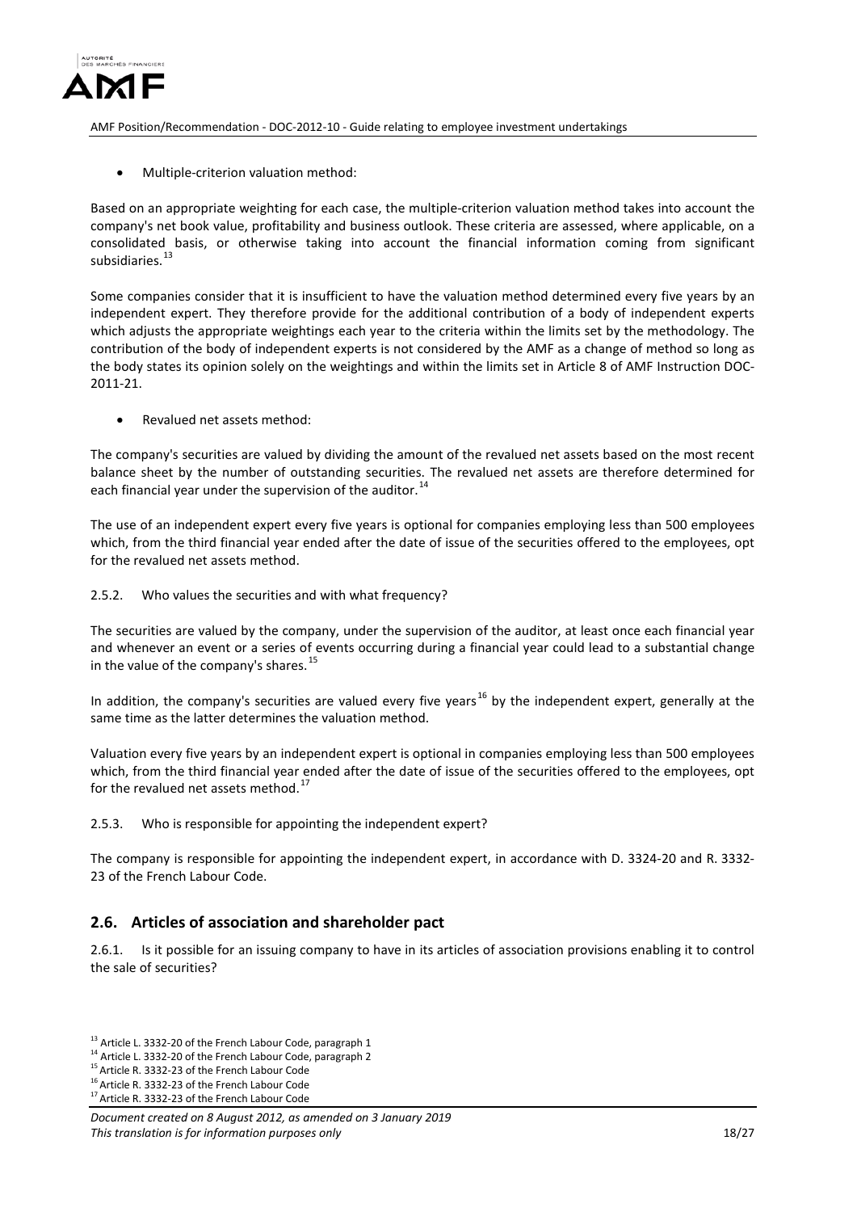- Multiple-criterion valuation method:

Based on an appropriate weighting for each case, the multiple-criterion valuation method takes into account the company's net book value, profitability and business outlook. These criteria are assessed, where applicable, on a consolidated basis, or otherwise taking into account the financial information coming from significant subsidiaries.[13]

Some companies consider that it is insufficient to have the valuation method determined every five years by an independent expert. They therefore provide for the additional contribution of a body of independent experts which adjusts the appropriate weightings each year to the criteria within the limits set by the methodology. The contribution of the body of independent experts is not considered by the AMF as a change of method so long as the body states its opinion solely on the weightings and within the limits set in Article 8 of AMF Instruction DOC-2011-21.

- Revalued net assets method:

The company's securities are valued by dividing the amount of the revalued net assets based on the most recent balance sheet by the number of outstanding securities. The revalued net assets are therefore determined for each financial year under the supervision of the auditor.[14]

The use of an independent expert every five years is optional for companies employing less than 500 employees which, from the third financial year ended after the date of issue of the securities offered to the employees, opt for the revalued net assets method.

2.5.2. Who values the securities and with what frequency?

The securities are valued by the company, under the supervision of the auditor, at least once each financial year and whenever an event or a series of events occurring during a financial year could lead to a substantial change in the value of the company's shares.[15]

In addition, the company's securities are valued every five years[16] by the independent expert, generally at the same time as the latter determines the valuation method.

Valuation every five years by an independent expert is optional in companies employing less than 500 employees which, from the third financial year ended after the date of issue of the securities offered to the employees, opt for the revalued net assets method.[17]

2.5.3. Who is responsible for appointing the independent expert?

The company is responsible for appointing the independent expert, in accordance with D. 3324-20 and R. 3332-23 of the French Labour Code.

## 2.6. Articles of association and shareholder pact

2.6.1. Is it possible for an issuing company to have in its articles of association provisions enabling it to control the sale of securities?

[13] Article L. 3332-20 of the French Labour Code, paragraph 1
[14] Article L. 3332-20 of the French Labour Code, paragraph 2
[15] Article R. 3332-23 of the French Labour Code
[16] Article R. 3332-23 of the French Labour Code
[17] Article R. 3332-23 of the French Labour Code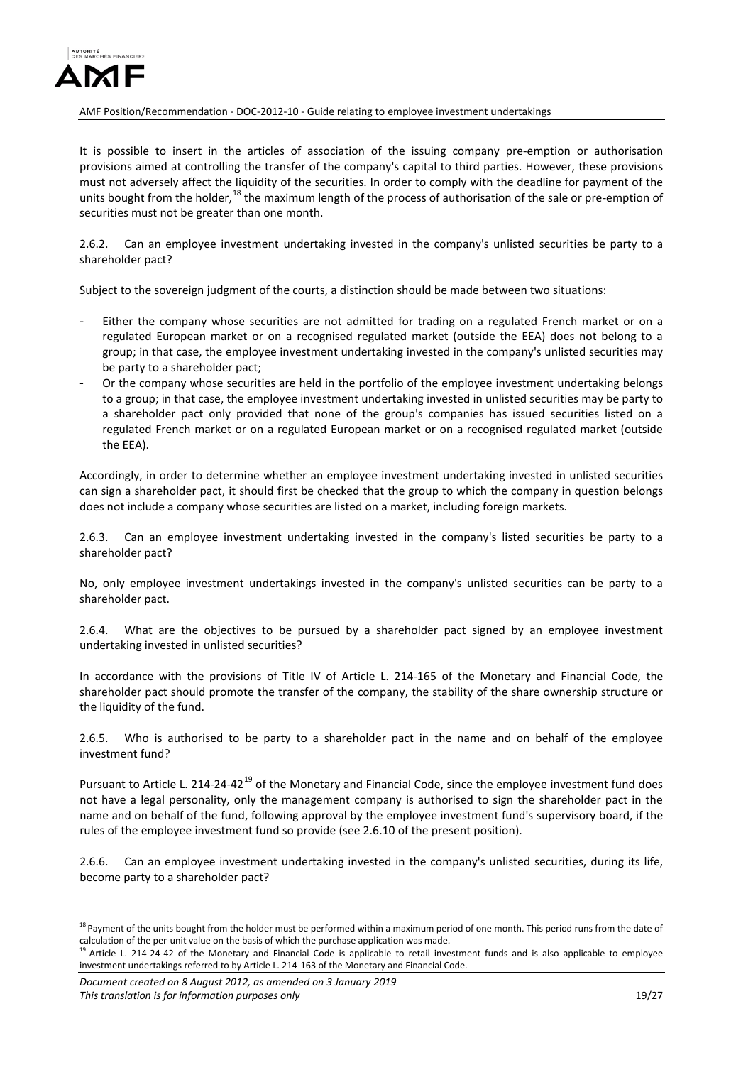It is possible to insert in the articles of association of the issuing company pre-emption or authorisation provisions aimed at controlling the transfer of the company's capital to third parties. However, these provisions must not adversely affect the liquidity of the securities. In order to comply with the deadline for payment of the units bought from the holder,[18] the maximum length of the process of authorisation of the sale or pre-emption of securities must not be greater than one month.

2.6.2. Can an employee investment undertaking invested in the company's unlisted securities be party to a shareholder pact?

Subject to the sovereign judgment of the courts, a distinction should be made between two situations:

- Either the company whose securities are not admitted for trading on a regulated French market or on a regulated European market or on a recognised regulated market (outside the EEA) does not belong to a group; in that case, the employee investment undertaking invested in the company's unlisted securities may be party to a shareholder pact;
- Or the company whose securities are held in the portfolio of the employee investment undertaking belongs to a group; in that case, the employee investment undertaking invested in unlisted securities may be party to a shareholder pact only provided that none of the group's companies has issued securities listed on a regulated French market or on a regulated European market or on a recognised regulated market (outside the EEA).

Accordingly, in order to determine whether an employee investment undertaking invested in unlisted securities can sign a shareholder pact, it should first be checked that the group to which the company in question belongs does not include a company whose securities are listed on a market, including foreign markets.

2.6.3. Can an employee investment undertaking invested in the company's listed securities be party to a shareholder pact?

No, only employee investment undertakings invested in the company's unlisted securities can be party to a shareholder pact.

2.6.4. What are the objectives to be pursued by a shareholder pact signed by an employee investment undertaking invested in unlisted securities?

In accordance with the provisions of Title IV of Article L. 214-165 of the Monetary and Financial Code, the shareholder pact should promote the transfer of the company, the stability of the share ownership structure or the liquidity of the fund.

2.6.5. Who is authorised to be party to a shareholder pact in the name and on behalf of the employee investment fund?

Pursuant to Article L. 214-24-42[19] of the Monetary and Financial Code, since the employee investment fund does not have a legal personality, only the management company is authorised to sign the shareholder pact in the name and on behalf of the fund, following approval by the employee investment fund's supervisory board, if the rules of the employee investment fund so provide (see 2.6.10 of the present position).

2.6.6. Can an employee investment undertaking invested in the company's unlisted securities, during its life, become party to a shareholder pact?

---

[18] Payment of the units bought from the holder must be performed within a maximum period of one month. This period runs from the date of calculation of the per-unit value on the basis of which the purchase application was made.

[19] Article L. 214-24-42 of the Monetary and Financial Code is applicable to retail investment funds and is also applicable to employee investment undertakings referred to by Article L. 214-163 of the Monetary and Financial Code.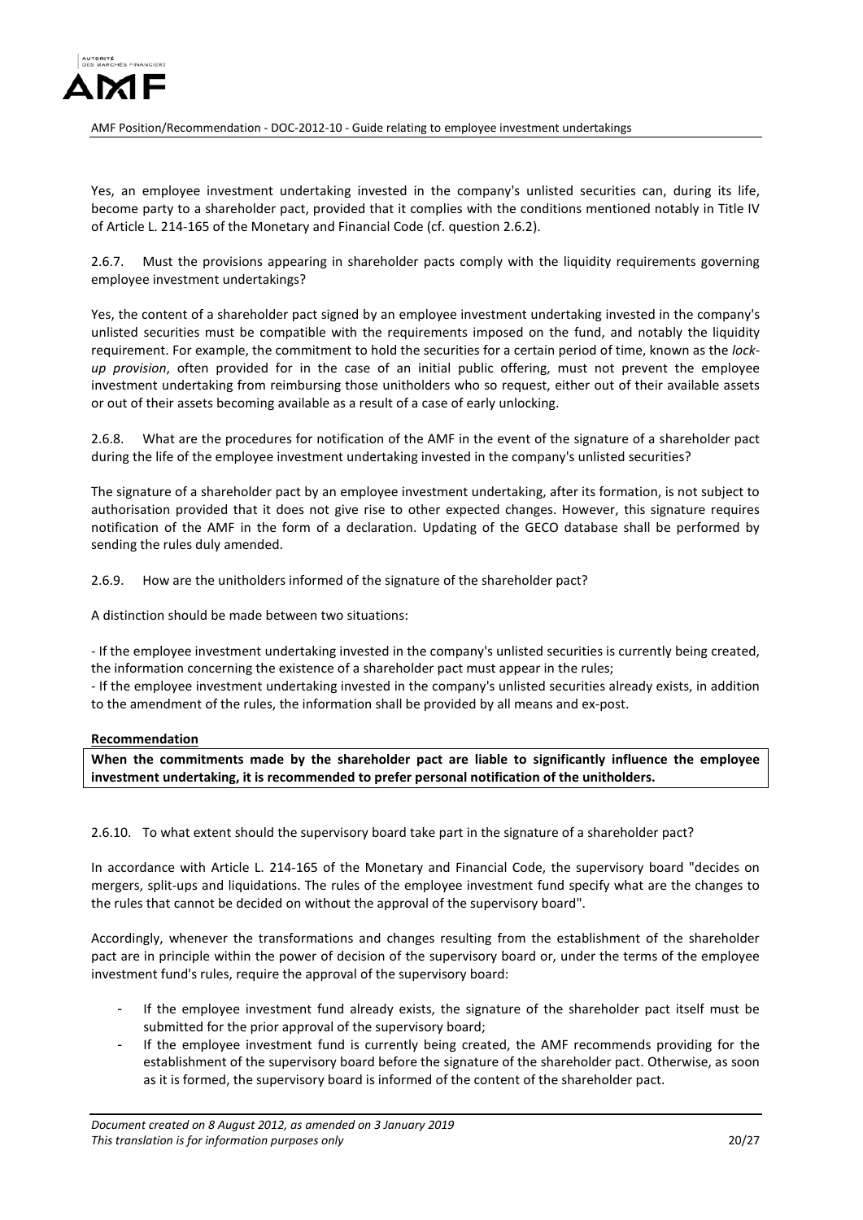Yes, an employee investment undertaking invested in the company's unlisted securities can, during its life, become party to a shareholder pact, provided that it complies with the conditions mentioned notably in Title IV of Article L. 214-165 of the Monetary and Financial Code (cf. question 2.6.2).

2.6.7. Must the provisions appearing in shareholder pacts comply with the liquidity requirements governing employee investment undertakings?

Yes, the content of a shareholder pact signed by an employee investment undertaking invested in the company's unlisted securities must be compatible with the requirements imposed on the fund, and notably the liquidity requirement. For example, the commitment to hold the securities for a certain period of time, known as the *lock-up provision*, often provided for in the case of an initial public offering, must not prevent the employee investment undertaking from reimbursing those unitholders who so request, either out of their available assets or out of their assets becoming available as a result of a case of early unlocking.

2.6.8. What are the procedures for notification of the AMF in the event of the signature of a shareholder pact during the life of the employee investment undertaking invested in the company's unlisted securities?

The signature of a shareholder pact by an employee investment undertaking, after its formation, is not subject to authorisation provided that it does not give rise to other expected changes. However, this signature requires notification of the AMF in the form of a declaration. Updating of the GECO database shall be performed by sending the rules duly amended.

2.6.9. How are the unitholders informed of the signature of the shareholder pact?

A distinction should be made between two situations:

- If the employee investment undertaking invested in the company's unlisted securities is currently being created, the information concerning the existence of a shareholder pact must appear in the rules;
- If the employee investment undertaking invested in the company's unlisted securities already exists, in addition to the amendment of the rules, the information shall be provided by all means and ex-post.

**Recommendation**

**When the commitments made by the shareholder pact are liable to significantly influence the employee investment undertaking, it is recommended to prefer personal notification of the unitholders.**

2.6.10. To what extent should the supervisory board take part in the signature of a shareholder pact?

In accordance with Article L. 214-165 of the Monetary and Financial Code, the supervisory board "decides on mergers, split-ups and liquidations. The rules of the employee investment fund specify what are the changes to the rules that cannot be decided on without the approval of the supervisory board".

Accordingly, whenever the transformations and changes resulting from the establishment of the shareholder pact are in principle within the power of decision of the supervisory board or, under the terms of the employee investment fund's rules, require the approval of the supervisory board:

- If the employee investment fund already exists, the signature of the shareholder pact itself must be submitted for the prior approval of the supervisory board;
- If the employee investment fund is currently being created, the AMF recommends providing for the establishment of the supervisory board before the signature of the shareholder pact. Otherwise, as soon as it is formed, the supervisory board is informed of the content of the shareholder pact.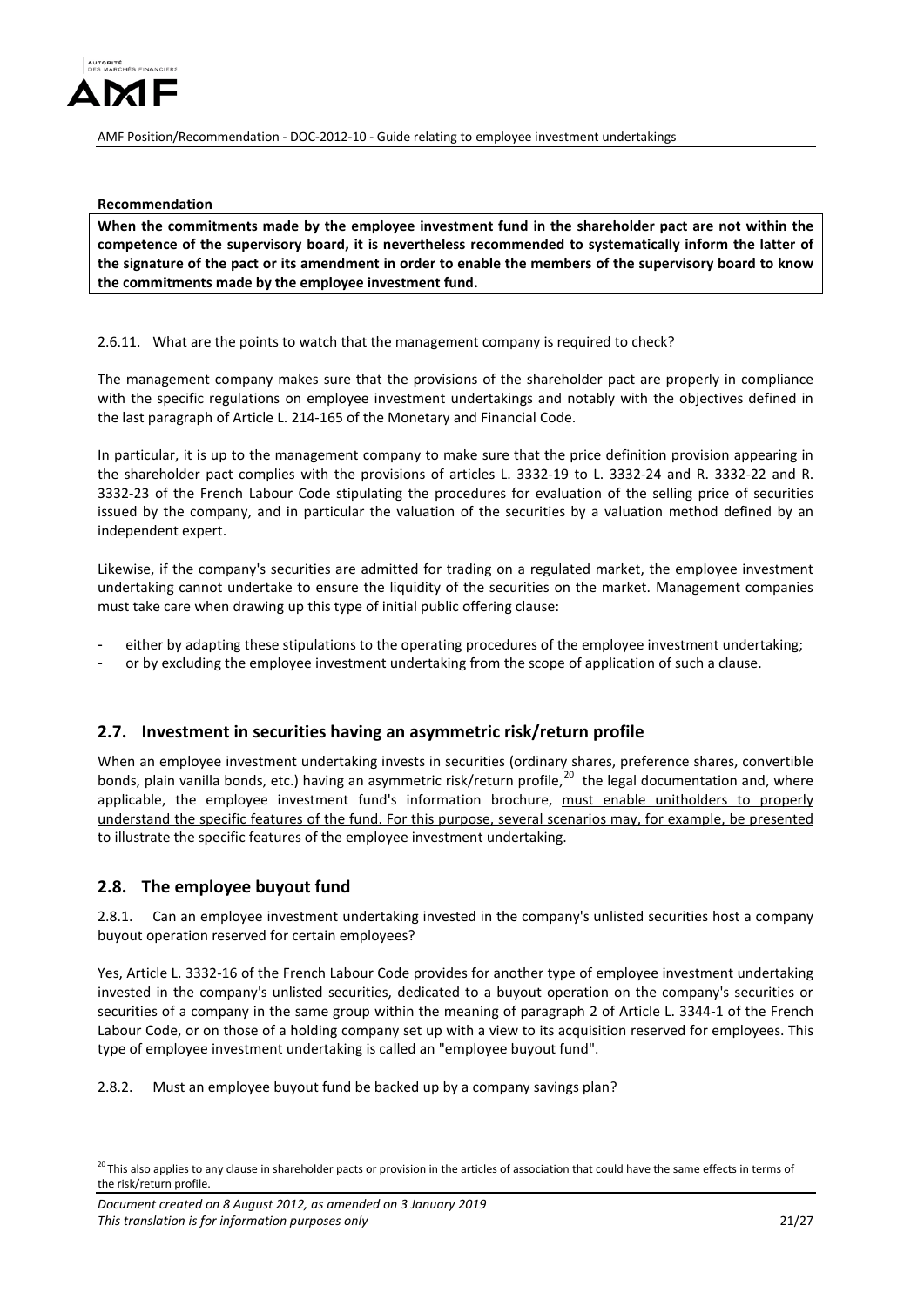**Recommendation**

**When the commitments made by the employee investment fund in the shareholder pact are not within the competence of the supervisory board, it is nevertheless recommended to systematically inform the latter of the signature of the pact or its amendment in order to enable the members of the supervisory board to know the commitments made by the employee investment fund.**

2.6.11. What are the points to watch that the management company is required to check?

The management company makes sure that the provisions of the shareholder pact are properly in compliance with the specific regulations on employee investment undertakings and notably with the objectives defined in the last paragraph of Article L. 214-165 of the Monetary and Financial Code.

In particular, it is up to the management company to make sure that the price definition provision appearing in the shareholder pact complies with the provisions of articles L. 3332-19 to L. 3332-24 and R. 3332-22 and R. 3332-23 of the French Labour Code stipulating the procedures for evaluation of the selling price of securities issued by the company, and in particular the valuation of the securities by a valuation method defined by an independent expert.

Likewise, if the company's securities are admitted for trading on a regulated market, the employee investment undertaking cannot undertake to ensure the liquidity of the securities on the market. Management companies must take care when drawing up this type of initial public offering clause:

- either by adapting these stipulations to the operating procedures of the employee investment undertaking;
- or by excluding the employee investment undertaking from the scope of application of such a clause.

## 2.7. Investment in securities having an asymmetric risk/return profile

When an employee investment undertaking invests in securities (ordinary shares, preference shares, convertible bonds, plain vanilla bonds, etc.) having an asymmetric risk/return profile,[20] the legal documentation and, where applicable, the employee investment fund's information brochure, must enable unitholders to properly understand the specific features of the fund. For this purpose, several scenarios may, for example, be presented to illustrate the specific features of the employee investment undertaking.

## 2.8. The employee buyout fund

2.8.1. Can an employee investment undertaking invested in the company's unlisted securities host a company buyout operation reserved for certain employees?

Yes, Article L. 3332-16 of the French Labour Code provides for another type of employee investment undertaking invested in the company's unlisted securities, dedicated to a buyout operation on the company's securities or securities of a company in the same group within the meaning of paragraph 2 of Article L. 3344-1 of the French Labour Code, or on those of a holding company set up with a view to its acquisition reserved for employees. This type of employee investment undertaking is called an "employee buyout fund".

2.8.2. Must an employee buyout fund be backed up by a company savings plan?

[20] This also applies to any clause in shareholder pacts or provision in the articles of association that could have the same effects in terms of the risk/return profile.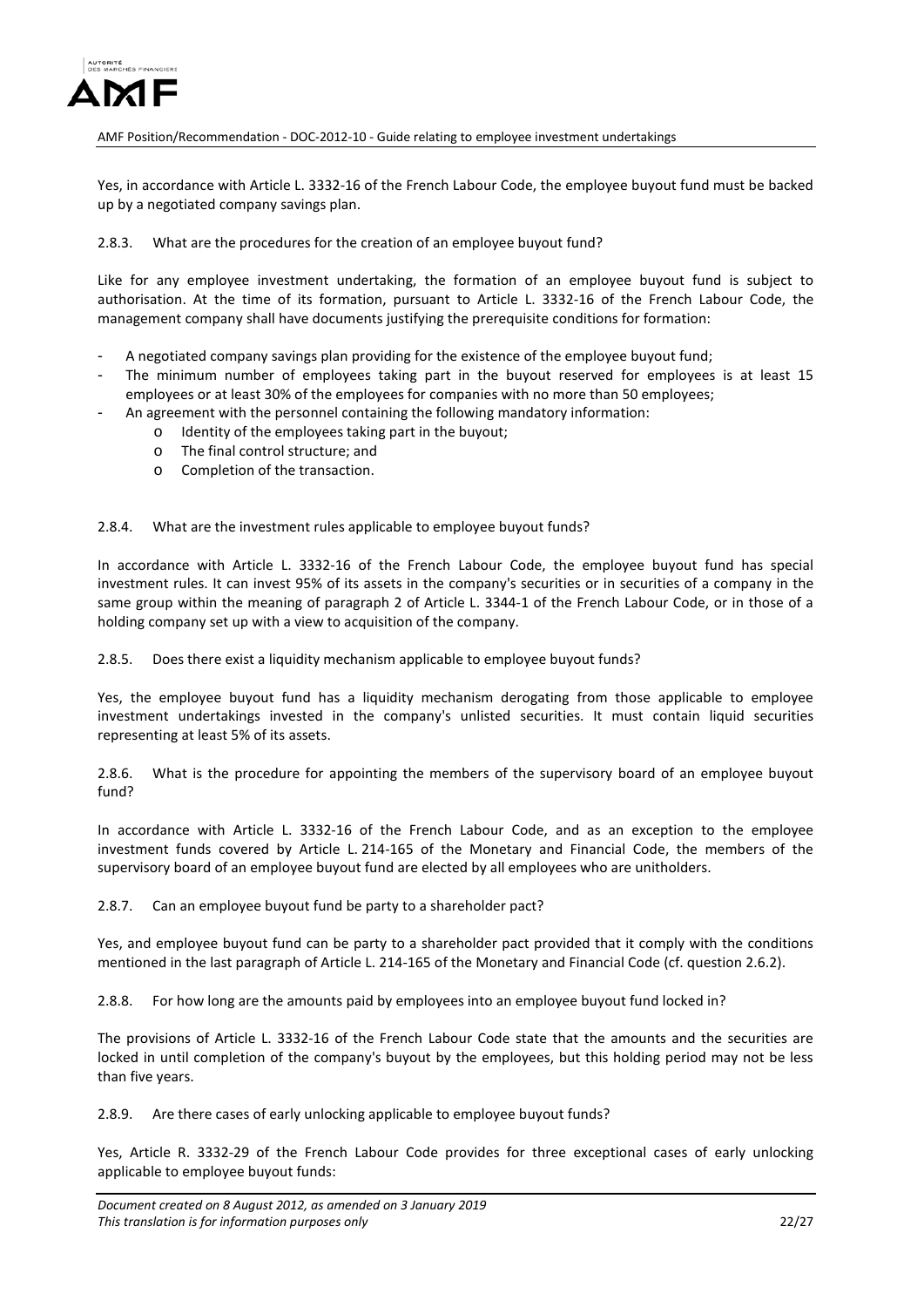Yes, in accordance with Article L. 3332-16 of the French Labour Code, the employee buyout fund must be backed up by a negotiated company savings plan.

### 2.8.3. What are the procedures for the creation of an employee buyout fund?

Like for any employee investment undertaking, the formation of an employee buyout fund is subject to authorisation. At the time of its formation, pursuant to Article L. 3332-16 of the French Labour Code, the management company shall have documents justifying the prerequisite conditions for formation:

- A negotiated company savings plan providing for the existence of the employee buyout fund;
- The minimum number of employees taking part in the buyout reserved for employees is at least 15 employees or at least 30% of the employees for companies with no more than 50 employees;
- An agreement with the personnel containing the following mandatory information:
  - Identity of the employees taking part in the buyout;
  - The final control structure; and
  - Completion of the transaction.

### 2.8.4. What are the investment rules applicable to employee buyout funds?

In accordance with Article L. 3332-16 of the French Labour Code, the employee buyout fund has special investment rules. It can invest 95% of its assets in the company's securities or in securities of a company in the same group within the meaning of paragraph 2 of Article L. 3344-1 of the French Labour Code, or in those of a holding company set up with a view to acquisition of the company.

### 2.8.5. Does there exist a liquidity mechanism applicable to employee buyout funds?

Yes, the employee buyout fund has a liquidity mechanism derogating from those applicable to employee investment undertakings invested in the company's unlisted securities. It must contain liquid securities representing at least 5% of its assets.

### 2.8.6. What is the procedure for appointing the members of the supervisory board of an employee buyout fund?

In accordance with Article L. 3332-16 of the French Labour Code, and as an exception to the employee investment funds covered by Article L. 214-165 of the Monetary and Financial Code, the members of the supervisory board of an employee buyout fund are elected by all employees who are unitholders.

### 2.8.7. Can an employee buyout fund be party to a shareholder pact?

Yes, and employee buyout fund can be party to a shareholder pact provided that it comply with the conditions mentioned in the last paragraph of Article L. 214-165 of the Monetary and Financial Code (cf. question 2.6.2).

### 2.8.8. For how long are the amounts paid by employees into an employee buyout fund locked in?

The provisions of Article L. 3332-16 of the French Labour Code state that the amounts and the securities are locked in until completion of the company's buyout by the employees, but this holding period may not be less than five years.

### 2.8.9. Are there cases of early unlocking applicable to employee buyout funds?

Yes, Article R. 3332-29 of the French Labour Code provides for three exceptional cases of early unlocking applicable to employee buyout funds: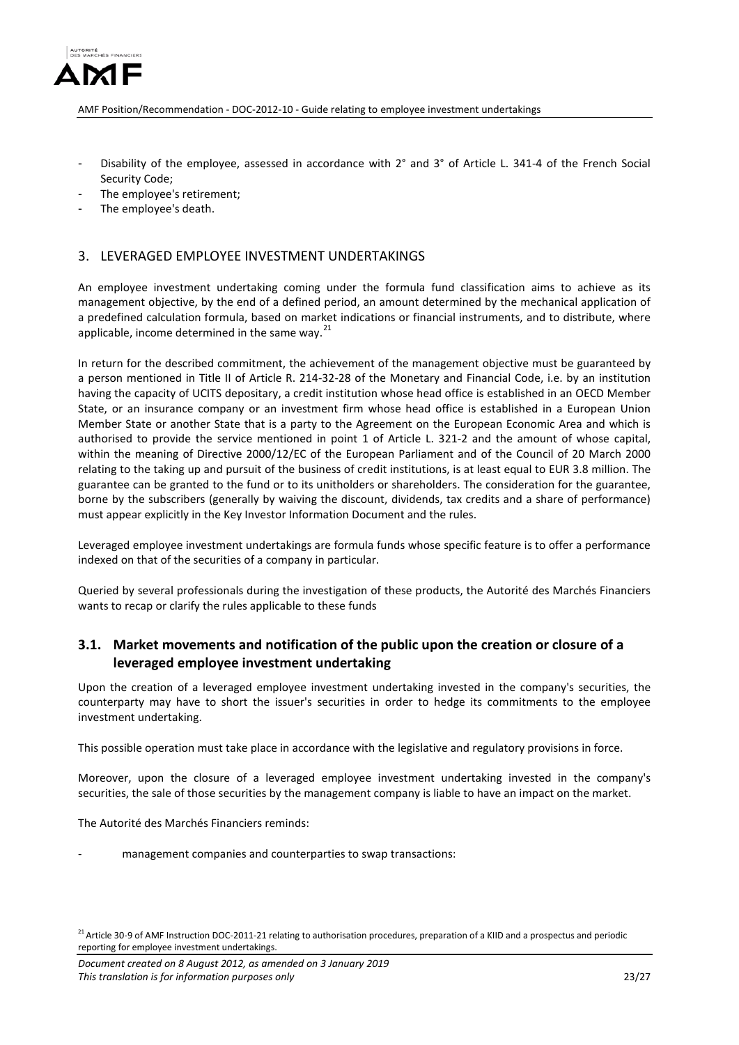- Disability of the employee, assessed in accordance with 2° and 3° of Article L. 341-4 of the French Social Security Code;
- The employee's retirement;
- The employee's death.

## 3. LEVERAGED EMPLOYEE INVESTMENT UNDERTAKINGS

An employee investment undertaking coming under the formula fund classification aims to achieve as its management objective, by the end of a defined period, an amount determined by the mechanical application of a predefined calculation formula, based on market indications or financial instruments, and to distribute, where applicable, income determined in the same way.[21]

In return for the described commitment, the achievement of the management objective must be guaranteed by a person mentioned in Title II of Article R. 214-32-28 of the Monetary and Financial Code, i.e. by an institution having the capacity of UCITS depositary, a credit institution whose head office is established in an OECD Member State, or an insurance company or an investment firm whose head office is established in a European Union Member State or another State that is a party to the Agreement on the European Economic Area and which is authorised to provide the service mentioned in point 1 of Article L. 321-2 and the amount of whose capital, within the meaning of Directive 2000/12/EC of the European Parliament and of the Council of 20 March 2000 relating to the taking up and pursuit of the business of credit institutions, is at least equal to EUR 3.8 million. The guarantee can be granted to the fund or to its unitholders or shareholders. The consideration for the guarantee, borne by the subscribers (generally by waiving the discount, dividends, tax credits and a share of performance) must appear explicitly in the Key Investor Information Document and the rules.

Leveraged employee investment undertakings are formula funds whose specific feature is to offer a performance indexed on that of the securities of a company in particular.

Queried by several professionals during the investigation of these products, the Autorité des Marchés Financiers wants to recap or clarify the rules applicable to these funds

### 3.1. Market movements and notification of the public upon the creation or closure of a leveraged employee investment undertaking

Upon the creation of a leveraged employee investment undertaking invested in the company's securities, the counterparty may have to short the issuer's securities in order to hedge its commitments to the employee investment undertaking.

This possible operation must take place in accordance with the legislative and regulatory provisions in force.

Moreover, upon the closure of a leveraged employee investment undertaking invested in the company's securities, the sale of those securities by the management company is liable to have an impact on the market.

The Autorité des Marchés Financiers reminds:

- management companies and counterparties to swap transactions:

[21] Article 30-9 of AMF Instruction DOC-2011-21 relating to authorisation procedures, preparation of a KIID and a prospectus and periodic reporting for employee investment undertakings.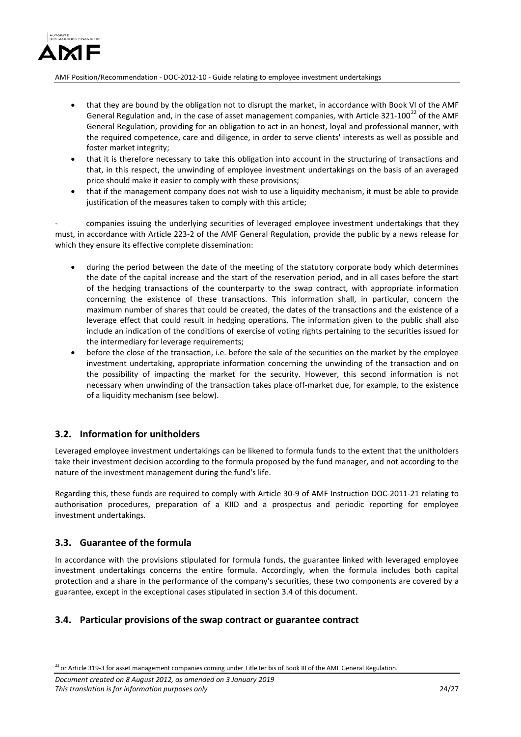- that they are bound by the obligation not to disrupt the market, in accordance with Book VI of the AMF General Regulation and, in the case of asset management companies, with Article 321-100[22] of the AMF General Regulation, providing for an obligation to act in an honest, loyal and professional manner, with the required competence, care and diligence, in order to serve clients' interests as well as possible and foster market integrity;
- that it is therefore necessary to take this obligation into account in the structuring of transactions and that, in this respect, the unwinding of employee investment undertakings on the basis of an averaged price should make it easier to comply with these provisions;
- that if the management company does not wish to use a liquidity mechanism, it must be able to provide justification of the measures taken to comply with this article;

- companies issuing the underlying securities of leveraged employee investment undertakings that they must, in accordance with Article 223-2 of the AMF General Regulation, provide the public by a news release for which they ensure its effective complete dissemination:

  - during the period between the date of the meeting of the statutory corporate body which determines the date of the capital increase and the start of the reservation period, and in all cases before the start of the hedging transactions of the counterparty to the swap contract, with appropriate information concerning the existence of these transactions. This information shall, in particular, concern the maximum number of shares that could be created, the dates of the transactions and the existence of a leverage effect that could result in hedging operations. The information given to the public shall also include an indication of the conditions of exercise of voting rights pertaining to the securities issued for the intermediary for leverage requirements;
  - before the close of the transaction, i.e. before the sale of the securities on the market by the employee investment undertaking, appropriate information concerning the unwinding of the transaction and on the possibility of impacting the market for the security. However, this second information is not necessary when unwinding of the transaction takes place off-market due, for example, to the existence of a liquidity mechanism (see below).

## 3.2. Information for unitholders

Leveraged employee investment undertakings can be likened to formula funds to the extent that the unitholders take their investment decision according to the formula proposed by the fund manager, and not according to the nature of the investment management during the fund's life.

Regarding this, these funds are required to comply with Article 30-9 of AMF Instruction DOC-2011-21 relating to authorisation procedures, preparation of a KIID and a prospectus and periodic reporting for employee investment undertakings.

## 3.3. Guarantee of the formula

In accordance with the provisions stipulated for formula funds, the guarantee linked with leveraged employee investment undertakings concerns the entire formula. Accordingly, when the formula includes both capital protection and a share in the performance of the company's securities, these two components are covered by a guarantee, except in the exceptional cases stipulated in section 3.4 of this document.

## 3.4. Particular provisions of the swap contract or guarantee contract

[22] or Article 319-3 for asset management companies coming under Title Ier bis of Book III of the AMF General Regulation.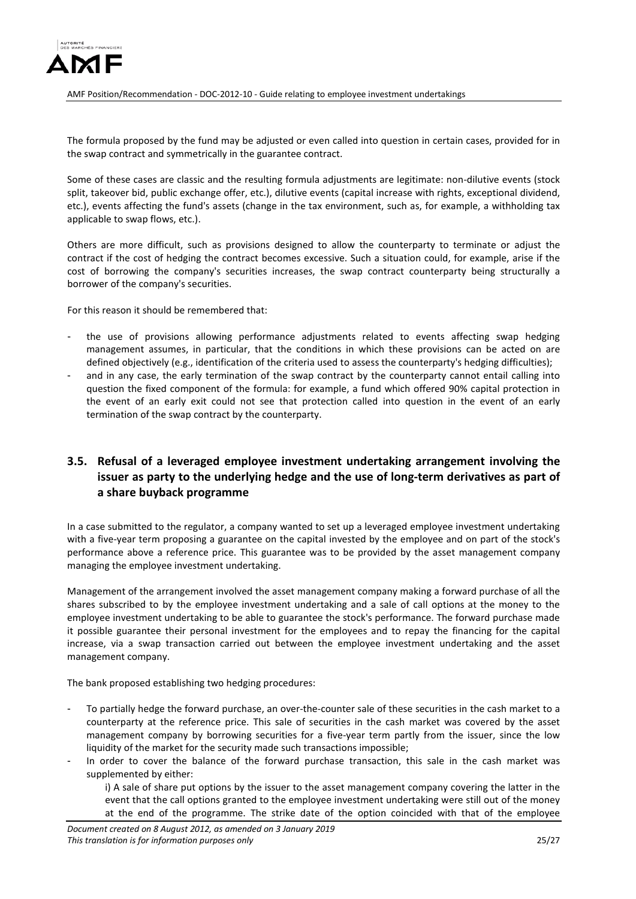The formula proposed by the fund may be adjusted or even called into question in certain cases, provided for in the swap contract and symmetrically in the guarantee contract.

Some of these cases are classic and the resulting formula adjustments are legitimate: non-dilutive events (stock split, takeover bid, public exchange offer, etc.), dilutive events (capital increase with rights, exceptional dividend, etc.), events affecting the fund's assets (change in the tax environment, such as, for example, a withholding tax applicable to swap flows, etc.).

Others are more difficult, such as provisions designed to allow the counterparty to terminate or adjust the contract if the cost of hedging the contract becomes excessive. Such a situation could, for example, arise if the cost of borrowing the company's securities increases, the swap contract counterparty being structurally a borrower of the company's securities.

For this reason it should be remembered that:

- the use of provisions allowing performance adjustments related to events affecting swap hedging management assumes, in particular, that the conditions in which these provisions can be acted on are defined objectively (e.g., identification of the criteria used to assess the counterparty's hedging difficulties);
- and in any case, the early termination of the swap contract by the counterparty cannot entail calling into question the fixed component of the formula: for example, a fund which offered 90% capital protection in the event of an early exit could not see that protection called into question in the event of an early termination of the swap contract by the counterparty.

## 3.5. Refusal of a leveraged employee investment undertaking arrangement involving the issuer as party to the underlying hedge and the use of long-term derivatives as part of a share buyback programme

In a case submitted to the regulator, a company wanted to set up a leveraged employee investment undertaking with a five-year term proposing a guarantee on the capital invested by the employee and on part of the stock's performance above a reference price. This guarantee was to be provided by the asset management company managing the employee investment undertaking.

Management of the arrangement involved the asset management company making a forward purchase of all the shares subscribed to by the employee investment undertaking and a sale of call options at the money to the employee investment undertaking to be able to guarantee the stock's performance. The forward purchase made it possible guarantee their personal investment for the employees and to repay the financing for the capital increase, via a swap transaction carried out between the employee investment undertaking and the asset management company.

The bank proposed establishing two hedging procedures:

- To partially hedge the forward purchase, an over-the-counter sale of these securities in the cash market to a counterparty at the reference price. This sale of securities in the cash market was covered by the asset management company by borrowing securities for a five-year term partly from the issuer, since the low liquidity of the market for the security made such transactions impossible;
- In order to cover the balance of the forward purchase transaction, this sale in the cash market was supplemented by either:

  i) A sale of share put options by the issuer to the asset management company covering the latter in the event that the call options granted to the employee investment undertaking were still out of the money at the end of the programme. The strike date of the option coincided with that of the employee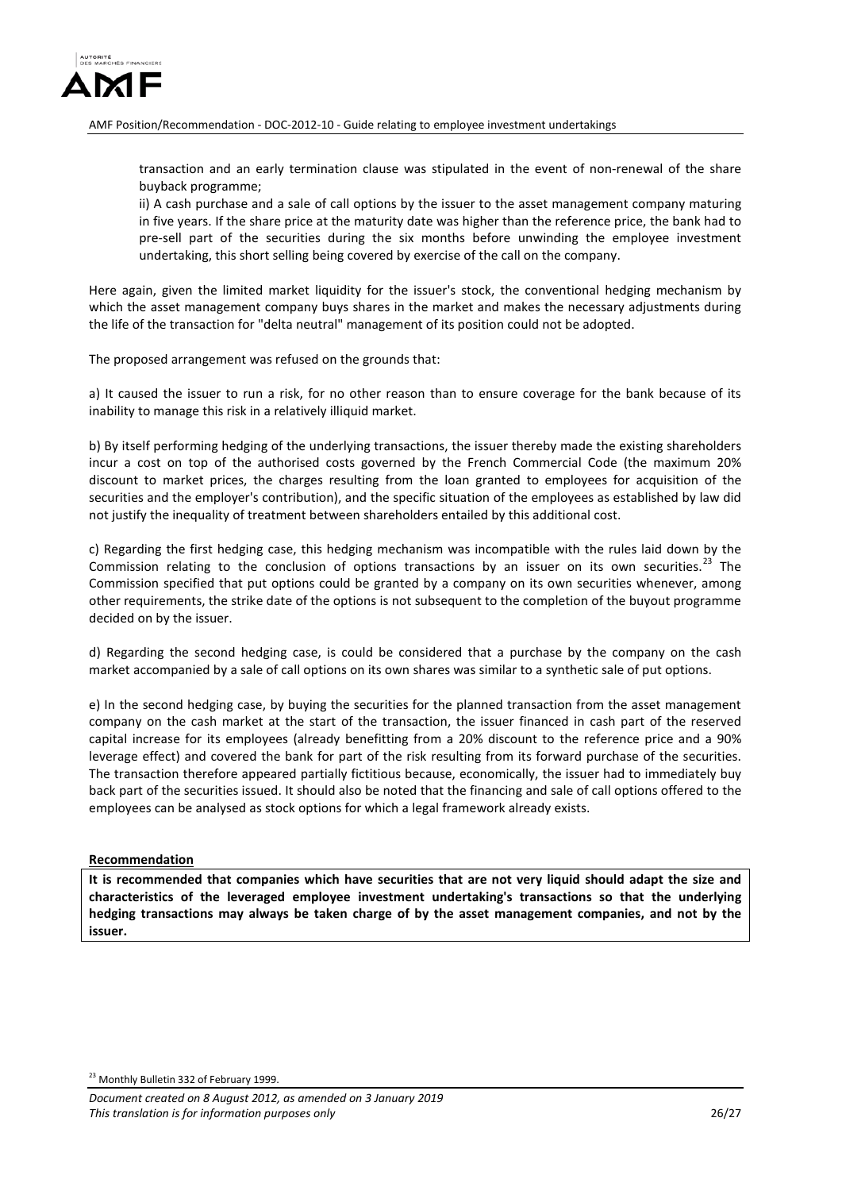transaction and an early termination clause was stipulated in the event of non-renewal of the share buyback programme;

ii) A cash purchase and a sale of call options by the issuer to the asset management company maturing in five years. If the share price at the maturity date was higher than the reference price, the bank had to pre-sell part of the securities during the six months before unwinding the employee investment undertaking, this short selling being covered by exercise of the call on the company.

Here again, given the limited market liquidity for the issuer's stock, the conventional hedging mechanism by which the asset management company buys shares in the market and makes the necessary adjustments during the life of the transaction for "delta neutral" management of its position could not be adopted.

The proposed arrangement was refused on the grounds that:

a) It caused the issuer to run a risk, for no other reason than to ensure coverage for the bank because of its inability to manage this risk in a relatively illiquid market.

b) By itself performing hedging of the underlying transactions, the issuer thereby made the existing shareholders incur a cost on top of the authorised costs governed by the French Commercial Code (the maximum 20% discount to market prices, the charges resulting from the loan granted to employees for acquisition of the securities and the employer's contribution), and the specific situation of the employees as established by law did not justify the inequality of treatment between shareholders entailed by this additional cost.

c) Regarding the first hedging case, this hedging mechanism was incompatible with the rules laid down by the Commission relating to the conclusion of options transactions by an issuer on its own securities.[23] The Commission specified that put options could be granted by a company on its own securities whenever, among other requirements, the strike date of the options is not subsequent to the completion of the buyout programme decided on by the issuer.

d) Regarding the second hedging case, is could be considered that a purchase by the company on the cash market accompanied by a sale of call options on its own shares was similar to a synthetic sale of put options.

e) In the second hedging case, by buying the securities for the planned transaction from the asset management company on the cash market at the start of the transaction, the issuer financed in cash part of the reserved capital increase for its employees (already benefitting from a 20% discount to the reference price and a 90% leverage effect) and covered the bank for part of the risk resulting from its forward purchase of the securities. The transaction therefore appeared partially fictitious because, economically, the issuer had to immediately buy back part of the securities issued. It should also be noted that the financing and sale of call options offered to the employees can be analysed as stock options for which a legal framework already exists.

**Recommendation**

**It is recommended that companies which have securities that are not very liquid should adapt the size and characteristics of the leveraged employee investment undertaking's transactions so that the underlying hedging transactions may always be taken charge of by the asset management companies, and not by the issuer.**

[23] Monthly Bulletin 332 of February 1999.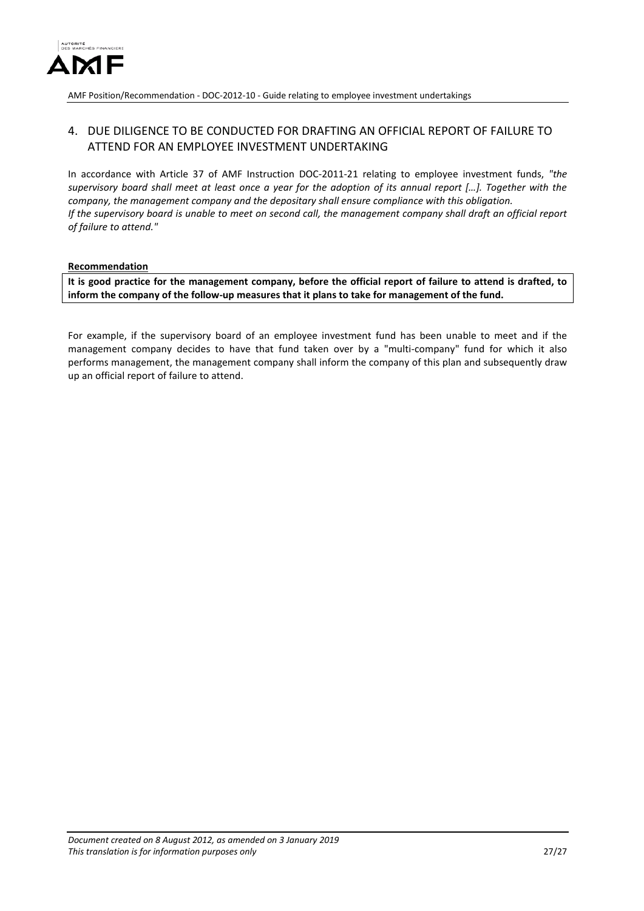## 4. DUE DILIGENCE TO BE CONDUCTED FOR DRAFTING AN OFFICIAL REPORT OF FAILURE TO ATTEND FOR AN EMPLOYEE INVESTMENT UNDERTAKING

In accordance with Article 37 of AMF Instruction DOC-2011-21 relating to employee investment funds, *"the supervisory board shall meet at least once a year for the adoption of its annual report […]. Together with the company, the management company and the depositary shall ensure compliance with this obligation. If the supervisory board is unable to meet on second call, the management company shall draft an official report of failure to attend."*

**Recommendation**

**It is good practice for the management company, before the official report of failure to attend is drafted, to inform the company of the follow-up measures that it plans to take for management of the fund.**

For example, if the supervisory board of an employee investment fund has been unable to meet and if the management company decides to have that fund taken over by a "multi-company" fund for which it also performs management, the management company shall inform the company of this plan and subsequently draw up an official report of failure to attend.